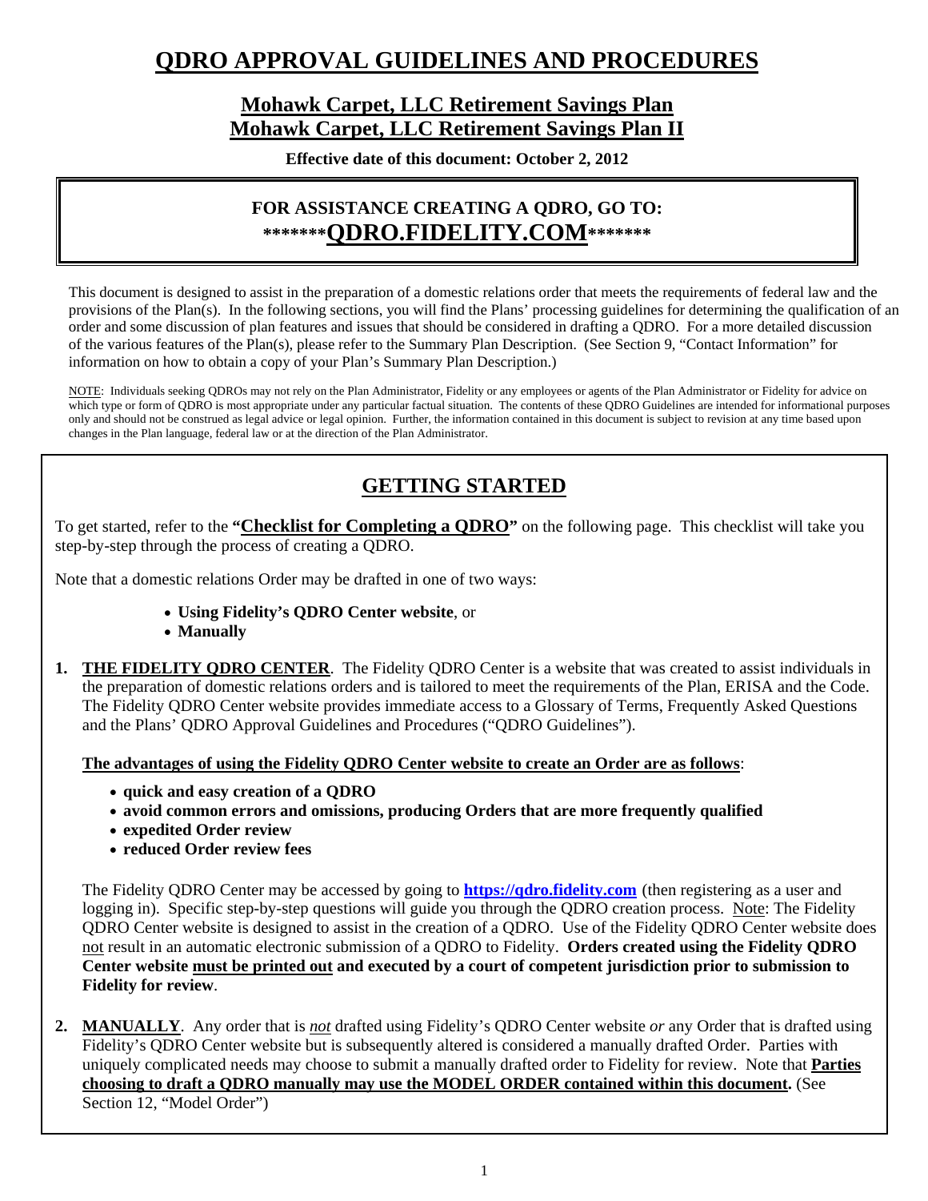# QDRO APPROVAL GUIDELINES AND PROCEDURES

## Mohawk Carpet, LLC Retirement Savings Plan
## Mohawk Carpet, LLC Retirement Savings Plan II

**Effective date of this document: October 2, 2012**

**FOR ASSISTANCE CREATING A QDRO, GO TO:**
**\*\*\*\*\*\*\*QDRO.FIDELITY.COM\*\*\*\*\*\*\***

This document is designed to assist in the preparation of a domestic relations order that meets the requirements of federal law and the provisions of the Plan(s). In the following sections, you will find the Plans' processing guidelines for determining the qualification of an order and some discussion of plan features and issues that should be considered in drafting a QDRO. For a more detailed discussion of the various features of the Plan(s), please refer to the Summary Plan Description. (See Section 9, "Contact Information" for information on how to obtain a copy of your Plan's Summary Plan Description.)

NOTE: Individuals seeking QDROs may not rely on the Plan Administrator, Fidelity or any employees or agents of the Plan Administrator or Fidelity for advice on which type or form of QDRO is most appropriate under any particular factual situation. The contents of these QDRO Guidelines are intended for informational purposes only and should not be construed as legal advice or legal opinion. Further, the information contained in this document is subject to revision at any time based upon changes in the Plan language, federal law or at the direction of the Plan Administrator.

## GETTING STARTED

To get started, refer to the **"Checklist for Completing a QDRO"** on the following page. This checklist will take you step-by-step through the process of creating a QDRO.

Note that a domestic relations Order may be drafted in one of two ways:

- **Using Fidelity's QDRO Center website**, or
- **Manually**

1. **THE FIDELITY QDRO CENTER**. The Fidelity QDRO Center is a website that was created to assist individuals in the preparation of domestic relations orders and is tailored to meet the requirements of the Plan, ERISA and the Code. The Fidelity QDRO Center website provides immediate access to a Glossary of Terms, Frequently Asked Questions and the Plans' QDRO Approval Guidelines and Procedures ("QDRO Guidelines").

   **The advantages of using the Fidelity QDRO Center website to create an Order are as follows**:

   - **quick and easy creation of a QDRO**
   - **avoid common errors and omissions, producing Orders that are more frequently qualified**
   - **expedited Order review**
   - **reduced Order review fees**

   The Fidelity QDRO Center may be accessed by going to **https://qdro.fidelity.com** (then registering as a user and logging in). Specific step-by-step questions will guide you through the QDRO creation process. Note: The Fidelity QDRO Center website is designed to assist in the creation of a QDRO. Use of the Fidelity QDRO Center website does not result in an automatic electronic submission of a QDRO to Fidelity. **Orders created using the Fidelity QDRO Center website must be printed out and executed by a court of competent jurisdiction prior to submission to Fidelity for review**.

2. **MANUALLY**. Any order that is *not* drafted using Fidelity's QDRO Center website *or* any Order that is drafted using Fidelity's QDRO Center website but is subsequently altered is considered a manually drafted Order. Parties with uniquely complicated needs may choose to submit a manually drafted order to Fidelity for review. Note that **Parties choosing to draft a QDRO manually may use the MODEL ORDER contained within this document.** (See Section 12, "Model Order")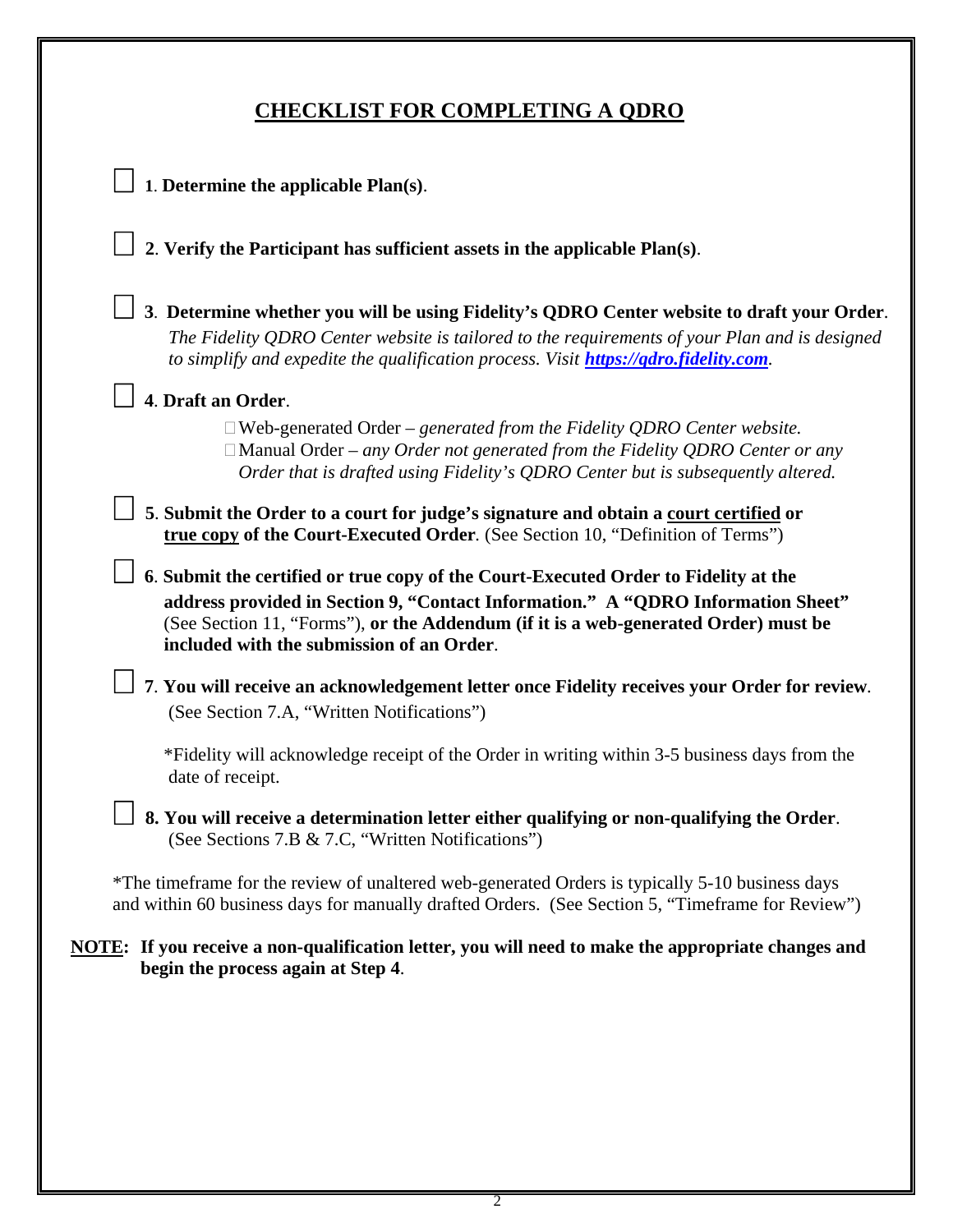# CHECKLIST FOR COMPLETING A QDRO

☐ 1. **Determine the applicable Plan(s)**.

☐ 2. **Verify the Participant has sufficient assets in the applicable Plan(s)**.

☐ 3. **Determine whether you will be using Fidelity's QDRO Center website to draft your Order**. *The Fidelity QDRO Center website is tailored to the requirements of your Plan and is designed to simplify and expedite the qualification process. Visit* ***https://qdro.fidelity.com****.*

☐ 4. **Draft an Order**.

- ☐ Web-generated Order – *generated from the Fidelity QDRO Center website.*
- ☐ Manual Order – *any Order not generated from the Fidelity QDRO Center or any Order that is drafted using Fidelity's QDRO Center but is subsequently altered.*

☐ 5. **Submit the Order to a court for judge's signature and obtain a court certified or true copy of the Court-Executed Order**. (See Section 10, "Definition of Terms")

☐ 6. **Submit the certified or true copy of the Court-Executed Order to Fidelity at the address provided in Section 9, "Contact Information." A "QDRO Information Sheet"** (See Section 11, "Forms"), **or the Addendum (if it is a web-generated Order) must be included with the submission of an Order**.

☐ 7. **You will receive an acknowledgement letter once Fidelity receives your Order for review**. (See Section 7.A, "Written Notifications")

*Fidelity will acknowledge receipt of the Order in writing within 3-5 business days from the date of receipt.

☐ 8. **You will receive a determination letter either qualifying or non-qualifying the Order**. (See Sections 7.B & 7.C, "Written Notifications")

*The timeframe for the review of unaltered web-generated Orders is typically 5-10 business days and within 60 business days for manually drafted Orders. (See Section 5, "Timeframe for Review")

**NOTE: If you receive a non-qualification letter, you will need to make the appropriate changes and begin the process again at Step 4**.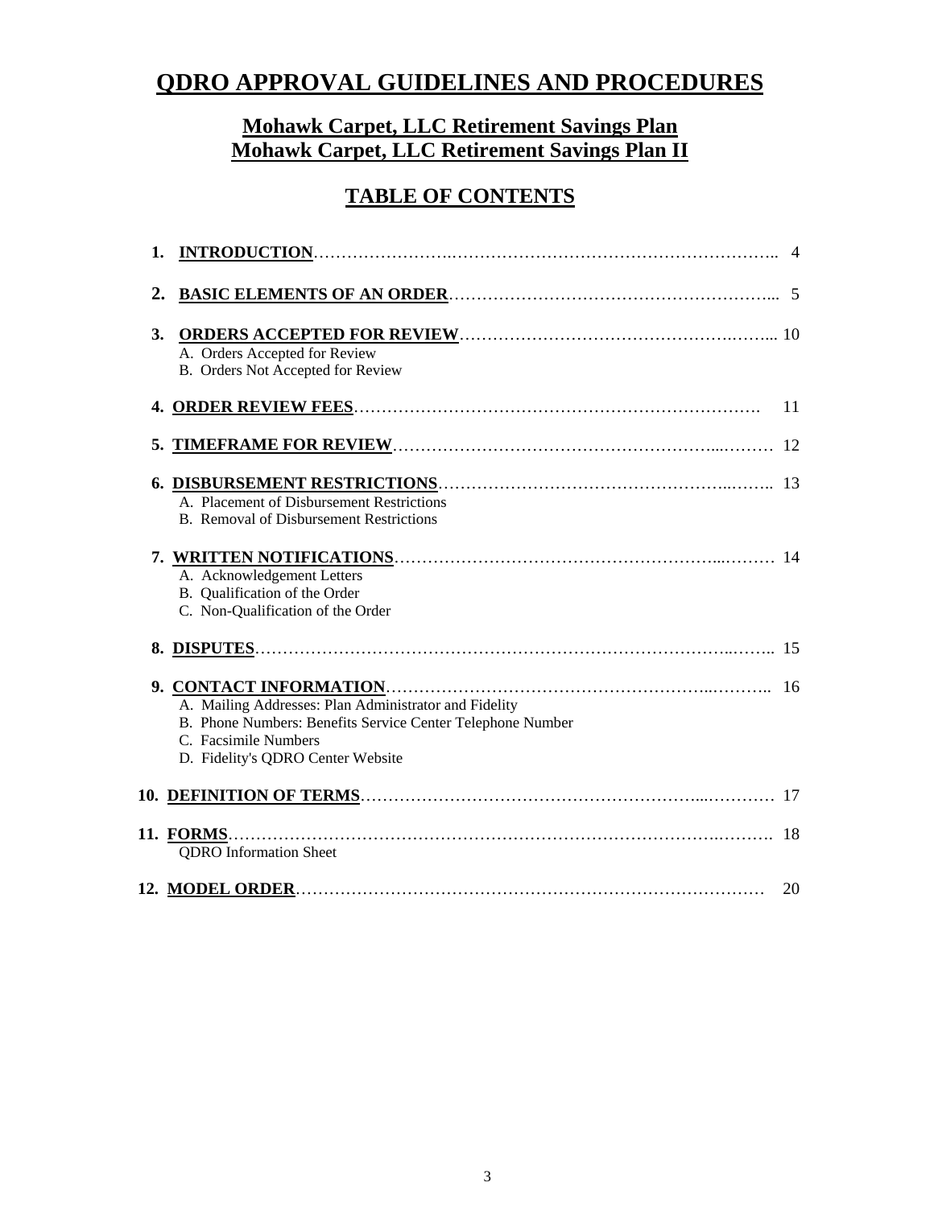# QDRO APPROVAL GUIDELINES AND PROCEDURES

## Mohawk Carpet, LLC Retirement Savings Plan
## Mohawk Carpet, LLC Retirement Savings Plan II

## TABLE OF CONTENTS

1. **INTRODUCTION** ........ 4
2. **BASIC ELEMENTS OF AN ORDER** ........ 5
3. **ORDERS ACCEPTED FOR REVIEW** ........ 10
   - A. Orders Accepted for Review
   - B. Orders Not Accepted for Review
4. **ORDER REVIEW FEES** ........ 11
5. **TIMEFRAME FOR REVIEW** ........ 12
6. **DISBURSEMENT RESTRICTIONS** ........ 13
   - A. Placement of Disbursement Restrictions
   - B. Removal of Disbursement Restrictions
7. **WRITTEN NOTIFICATIONS** ........ 14
   - A. Acknowledgement Letters
   - B. Qualification of the Order
   - C. Non-Qualification of the Order
8. **DISPUTES** ........ 15
9. **CONTACT INFORMATION** ........ 16
   - A. Mailing Addresses: Plan Administrator and Fidelity
   - B. Phone Numbers: Benefits Service Center Telephone Number
   - C. Facsimile Numbers
   - D. Fidelity's QDRO Center Website
10. **DEFINITION OF TERMS** ........ 17
11. **FORMS** ........ 18
    - QDRO Information Sheet
12. **MODEL ORDER** ........ 20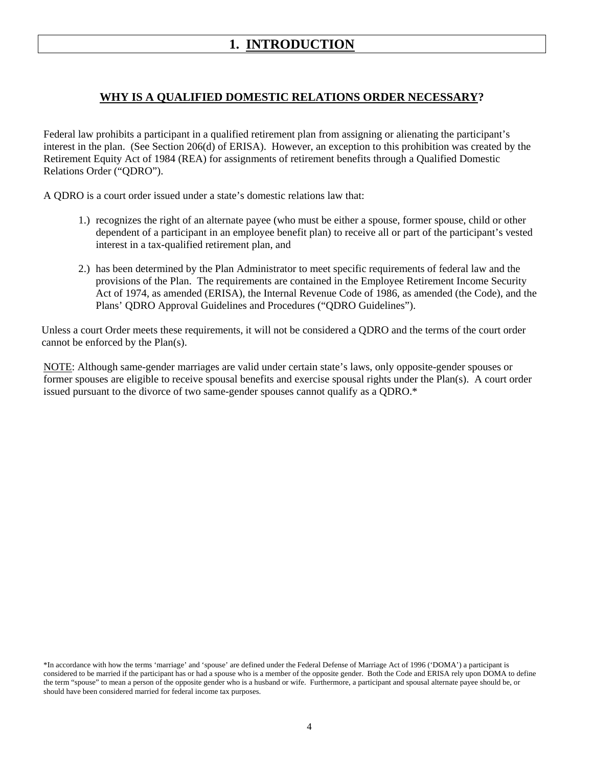# 1. INTRODUCTION

## WHY IS A QUALIFIED DOMESTIC RELATIONS ORDER NECESSARY?

Federal law prohibits a participant in a qualified retirement plan from assigning or alienating the participant's interest in the plan. (See Section 206(d) of ERISA). However, an exception to this prohibition was created by the Retirement Equity Act of 1984 (REA) for assignments of retirement benefits through a Qualified Domestic Relations Order ("QDRO").

A QDRO is a court order issued under a state's domestic relations law that:

1.) recognizes the right of an alternate payee (who must be either a spouse, former spouse, child or other dependent of a participant in an employee benefit plan) to receive all or part of the participant's vested interest in a tax-qualified retirement plan, and

2.) has been determined by the Plan Administrator to meet specific requirements of federal law and the provisions of the Plan. The requirements are contained in the Employee Retirement Income Security Act of 1974, as amended (ERISA), the Internal Revenue Code of 1986, as amended (the Code), and the Plans' QDRO Approval Guidelines and Procedures ("QDRO Guidelines").

Unless a court Order meets these requirements, it will not be considered a QDRO and the terms of the court order cannot be enforced by the Plan(s).

NOTE: Although same-gender marriages are valid under certain state's laws, only opposite-gender spouses or former spouses are eligible to receive spousal benefits and exercise spousal rights under the Plan(s). A court order issued pursuant to the divorce of two same-gender spouses cannot qualify as a QDRO.*

*In accordance with how the terms 'marriage' and 'spouse' are defined under the Federal Defense of Marriage Act of 1996 ('DOMA') a participant is considered to be married if the participant has or had a spouse who is a member of the opposite gender. Both the Code and ERISA rely upon DOMA to define the term "spouse" to mean a person of the opposite gender who is a husband or wife. Furthermore, a participant and spousal alternate payee should be, or should have been considered married for federal income tax purposes.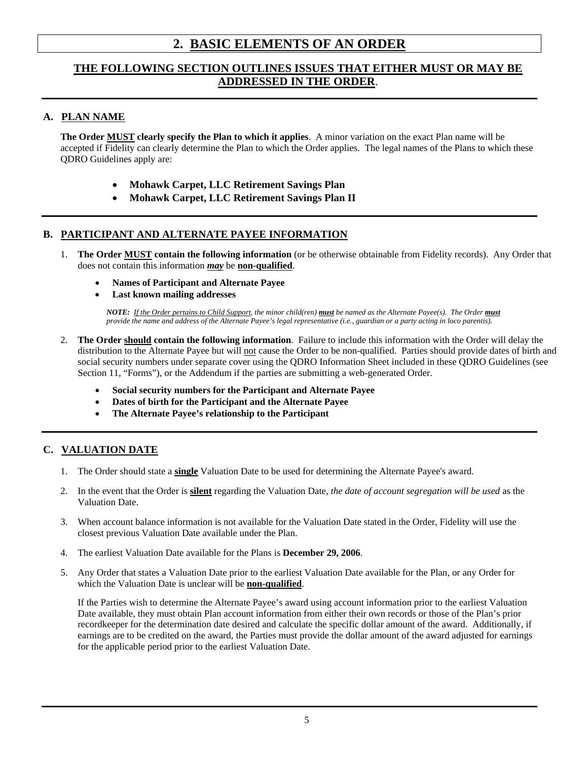# 2. BASIC ELEMENTS OF AN ORDER

## THE FOLLOWING SECTION OUTLINES ISSUES THAT EITHER MUST OR MAY BE ADDRESSED IN THE ORDER.

### A. PLAN NAME

**The Order MUST clearly specify the Plan to which it applies**. A minor variation on the exact Plan name will be accepted if Fidelity can clearly determine the Plan to which the Order applies. The legal names of the Plans to which these QDRO Guidelines apply are:

- **Mohawk Carpet, LLC Retirement Savings Plan**
- **Mohawk Carpet, LLC Retirement Savings Plan II**

### B. PARTICIPANT AND ALTERNATE PAYEE INFORMATION

1. **The Order MUST contain the following information** (or be otherwise obtainable from Fidelity records). Any Order that does not contain this information ***may*** be **non-qualified**.

   - **Names of Participant and Alternate Payee**
   - **Last known mailing addresses**

   *NOTE: If the Order pertains to Child Support, the minor child(ren) **must** be named as the Alternate Payee(s). The Order **must** provide the name and address of the Alternate Payee's legal representative (i.e., guardian or a party acting in loco parentis).*

2. **The Order should contain the following information**. Failure to include this information with the Order will delay the distribution to the Alternate Payee but will not cause the Order to be non-qualified. Parties should provide dates of birth and social security numbers under separate cover using the QDRO Information Sheet included in these QDRO Guidelines (see Section 11, "Forms"), or the Addendum if the parties are submitting a web-generated Order.

   - **Social security numbers for the Participant and Alternate Payee**
   - **Dates of birth for the Participant and the Alternate Payee**
   - **The Alternate Payee's relationship to the Participant**

### C. VALUATION DATE

1. The Order should state a **single** Valuation Date to be used for determining the Alternate Payee's award.

2. In the event that the Order is **silent** regarding the Valuation Date, *the date of account segregation will be used* as the Valuation Date.

3. When account balance information is not available for the Valuation Date stated in the Order, Fidelity will use the closest previous Valuation Date available under the Plan.

4. The earliest Valuation Date available for the Plans is **December 29, 2006**.

5. Any Order that states a Valuation Date prior to the earliest Valuation Date available for the Plan, or any Order for which the Valuation Date is unclear will be **non-qualified**.

   If the Parties wish to determine the Alternate Payee's award using account information prior to the earliest Valuation Date available, they must obtain Plan account information from either their own records or those of the Plan's prior recordkeeper for the determination date desired and calculate the specific dollar amount of the award. Additionally, if earnings are to be credited on the award, the Parties must provide the dollar amount of the award adjusted for earnings for the applicable period prior to the earliest Valuation Date.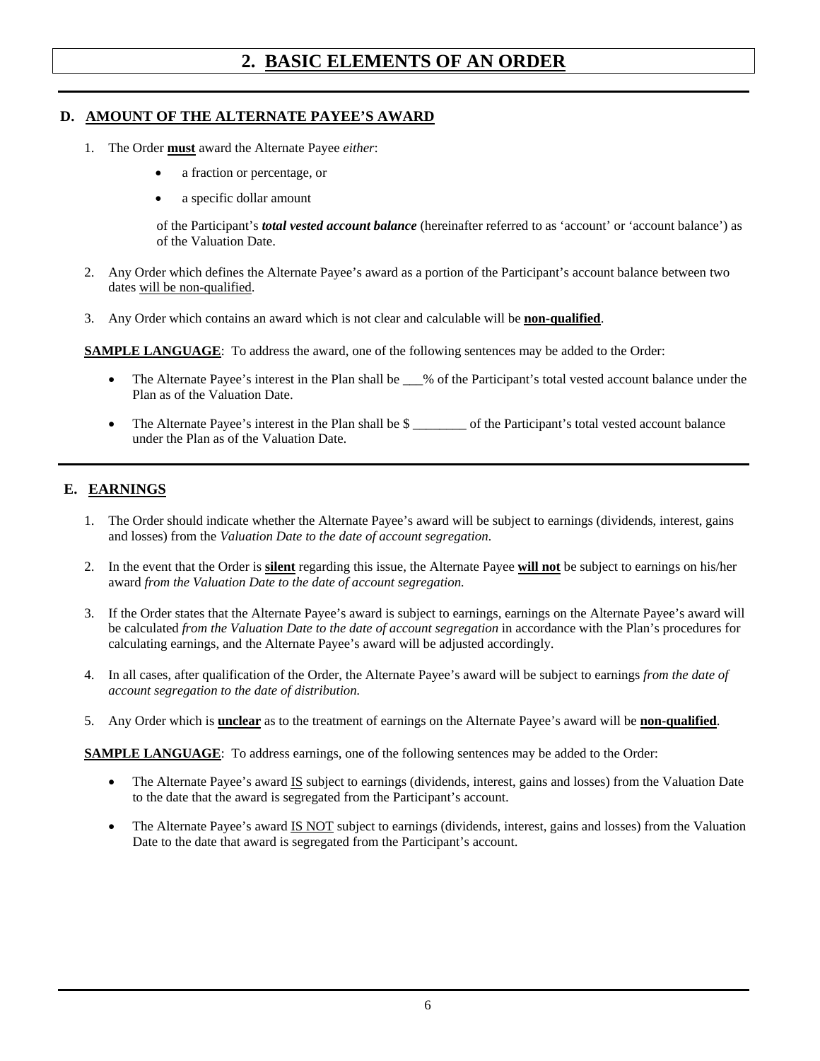# 2. BASIC ELEMENTS OF AN ORDER

## D. AMOUNT OF THE ALTERNATE PAYEE'S AWARD

1. The Order **must** award the Alternate Payee *either*:

   - a fraction or percentage, or
   - a specific dollar amount

   of the Participant's ***total vested account balance*** (hereinafter referred to as 'account' or 'account balance') as of the Valuation Date.

2. Any Order which defines the Alternate Payee's award as a portion of the Participant's account balance between two dates will be non-qualified.

3. Any Order which contains an award which is not clear and calculable will be **non-qualified**.

**SAMPLE LANGUAGE**: To address the award, one of the following sentences may be added to the Order:

- The Alternate Payee's interest in the Plan shall be ___% of the Participant's total vested account balance under the Plan as of the Valuation Date.
- The Alternate Payee's interest in the Plan shall be $ ________ of the Participant's total vested account balance under the Plan as of the Valuation Date.

## E. EARNINGS

1. The Order should indicate whether the Alternate Payee's award will be subject to earnings (dividends, interest, gains and losses) from the *Valuation Date to the date of account segregation.*

2. In the event that the Order is **silent** regarding this issue, the Alternate Payee **will not** be subject to earnings on his/her award *from the Valuation Date to the date of account segregation.*

3. If the Order states that the Alternate Payee's award is subject to earnings, earnings on the Alternate Payee's award will be calculated *from the Valuation Date to the date of account segregation* in accordance with the Plan's procedures for calculating earnings, and the Alternate Payee's award will be adjusted accordingly.

4. In all cases, after qualification of the Order, the Alternate Payee's award will be subject to earnings *from the date of account segregation to the date of distribution.*

5. Any Order which is **unclear** as to the treatment of earnings on the Alternate Payee's award will be **non-qualified**.

**SAMPLE LANGUAGE**: To address earnings, one of the following sentences may be added to the Order:

- The Alternate Payee's award IS subject to earnings (dividends, interest, gains and losses) from the Valuation Date to the date that the award is segregated from the Participant's account.
- The Alternate Payee's award IS NOT subject to earnings (dividends, interest, gains and losses) from the Valuation Date to the date that award is segregated from the Participant's account.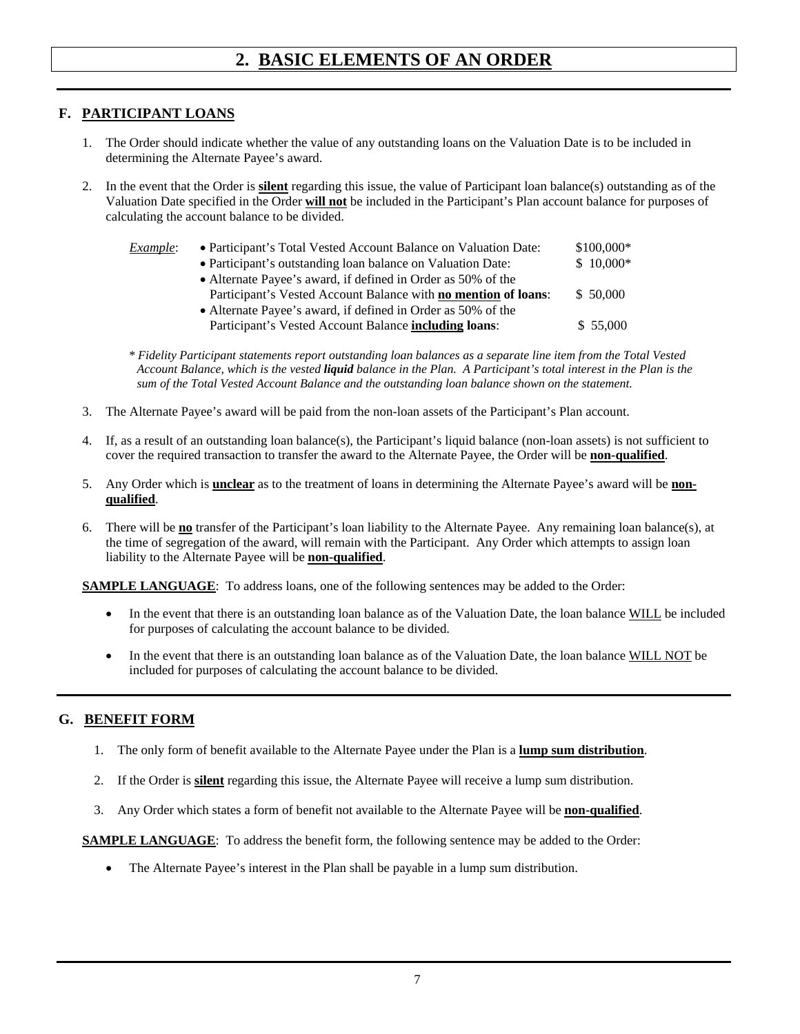# 2. BASIC ELEMENTS OF AN ORDER

## F. PARTICIPANT LOANS

1. The Order should indicate whether the value of any outstanding loans on the Valuation Date is to be included in determining the Alternate Payee's award.

2. In the event that the Order is **silent** regarding this issue, the value of Participant loan balance(s) outstanding as of the Valuation Date specified in the Order **will not** be included in the Participant's Plan account balance for purposes of calculating the account balance to be divided.

*Example*:

| | |
|---|---|
| • Participant's Total Vested Account Balance on Valuation Date: | $100,000* |
| • Participant's outstanding loan balance on Valuation Date: | $ 10,000* |
| • Alternate Payee's award, if defined in Order as 50% of the Participant's Vested Account Balance with **no mention of loans**: | $ 50,000 |
| • Alternate Payee's award, if defined in Order as 50% of the Participant's Vested Account Balance **including loans**: | $ 55,000 |

\* *Fidelity Participant statements report outstanding loan balances as a separate line item from the Total Vested Account Balance, which is the vested **liquid** balance in the Plan. A Participant's total interest in the Plan is the sum of the Total Vested Account Balance and the outstanding loan balance shown on the statement.*

3. The Alternate Payee's award will be paid from the non-loan assets of the Participant's Plan account.

4. If, as a result of an outstanding loan balance(s), the Participant's liquid balance (non-loan assets) is not sufficient to cover the required transaction to transfer the award to the Alternate Payee, the Order will be **non-qualified**.

5. Any Order which is **unclear** as to the treatment of loans in determining the Alternate Payee's award will be **non-qualified**.

6. There will be **no** transfer of the Participant's loan liability to the Alternate Payee. Any remaining loan balance(s), at the time of segregation of the award, will remain with the Participant. Any Order which attempts to assign loan liability to the Alternate Payee will be **non-qualified**.

**SAMPLE LANGUAGE**: To address loans, one of the following sentences may be added to the Order:

- In the event that there is an outstanding loan balance as of the Valuation Date, the loan balance WILL be included for purposes of calculating the account balance to be divided.
- In the event that there is an outstanding loan balance as of the Valuation Date, the loan balance WILL NOT be included for purposes of calculating the account balance to be divided.

## G. BENEFIT FORM

1. The only form of benefit available to the Alternate Payee under the Plan is a **lump sum distribution**.

2. If the Order is **silent** regarding this issue, the Alternate Payee will receive a lump sum distribution.

3. Any Order which states a form of benefit not available to the Alternate Payee will be **non-qualified**.

**SAMPLE LANGUAGE**: To address the benefit form, the following sentence may be added to the Order:

- The Alternate Payee's interest in the Plan shall be payable in a lump sum distribution.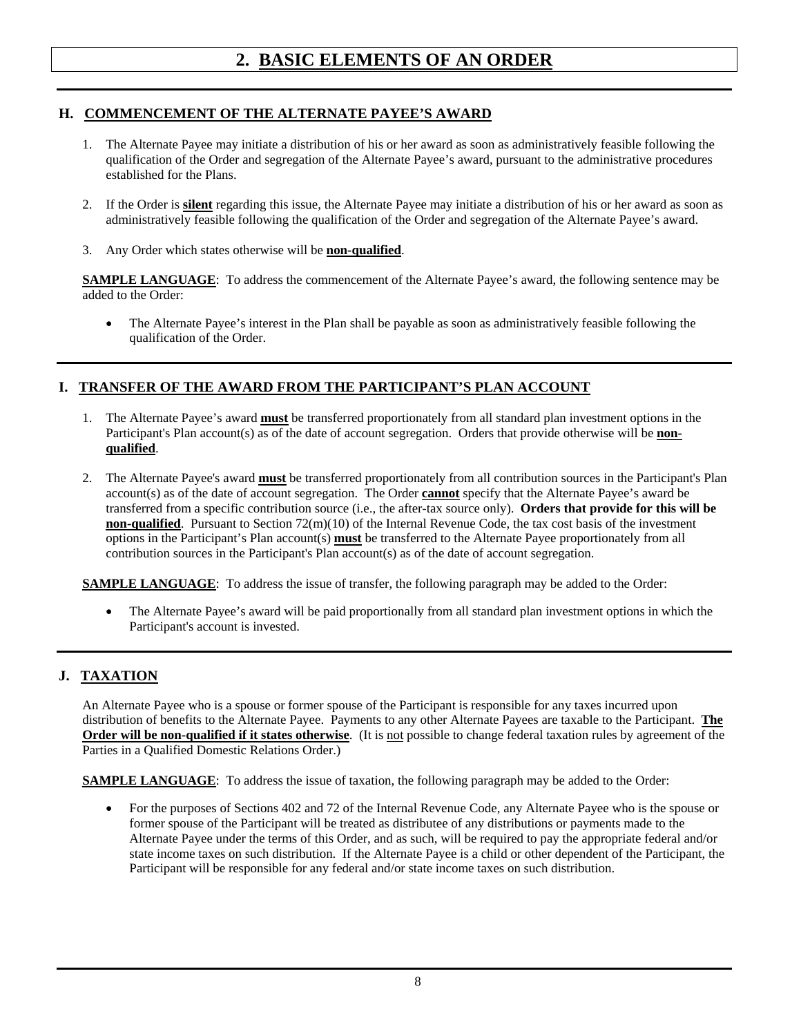# 2. BASIC ELEMENTS OF AN ORDER

## H. COMMENCEMENT OF THE ALTERNATE PAYEE'S AWARD

1. The Alternate Payee may initiate a distribution of his or her award as soon as administratively feasible following the qualification of the Order and segregation of the Alternate Payee's award, pursuant to the administrative procedures established for the Plans.

2. If the Order is **silent** regarding this issue, the Alternate Payee may initiate a distribution of his or her award as soon as administratively feasible following the qualification of the Order and segregation of the Alternate Payee's award.

3. Any Order which states otherwise will be **non-qualified**.

**SAMPLE LANGUAGE**: To address the commencement of the Alternate Payee's award, the following sentence may be added to the Order:

- The Alternate Payee's interest in the Plan shall be payable as soon as administratively feasible following the qualification of the Order.

## I. TRANSFER OF THE AWARD FROM THE PARTICIPANT'S PLAN ACCOUNT

1. The Alternate Payee's award **must** be transferred proportionately from all standard plan investment options in the Participant's Plan account(s) as of the date of account segregation. Orders that provide otherwise will be **non-qualified**.

2. The Alternate Payee's award **must** be transferred proportionately from all contribution sources in the Participant's Plan account(s) as of the date of account segregation. The Order **cannot** specify that the Alternate Payee's award be transferred from a specific contribution source (i.e., the after-tax source only). **Orders that provide for this will be non-qualified**. Pursuant to Section 72(m)(10) of the Internal Revenue Code, the tax cost basis of the investment options in the Participant's Plan account(s) **must** be transferred to the Alternate Payee proportionately from all contribution sources in the Participant's Plan account(s) as of the date of account segregation.

**SAMPLE LANGUAGE**: To address the issue of transfer, the following paragraph may be added to the Order:

- The Alternate Payee's award will be paid proportionally from all standard plan investment options in which the Participant's account is invested.

## J. TAXATION

An Alternate Payee who is a spouse or former spouse of the Participant is responsible for any taxes incurred upon distribution of benefits to the Alternate Payee. Payments to any other Alternate Payees are taxable to the Participant. **The Order will be non-qualified if it states otherwise**. (It is not possible to change federal taxation rules by agreement of the Parties in a Qualified Domestic Relations Order.)

**SAMPLE LANGUAGE**: To address the issue of taxation, the following paragraph may be added to the Order:

- For the purposes of Sections 402 and 72 of the Internal Revenue Code, any Alternate Payee who is the spouse or former spouse of the Participant will be treated as distributee of any distributions or payments made to the Alternate Payee under the terms of this Order, and as such, will be required to pay the appropriate federal and/or state income taxes on such distribution. If the Alternate Payee is a child or other dependent of the Participant, the Participant will be responsible for any federal and/or state income taxes on such distribution.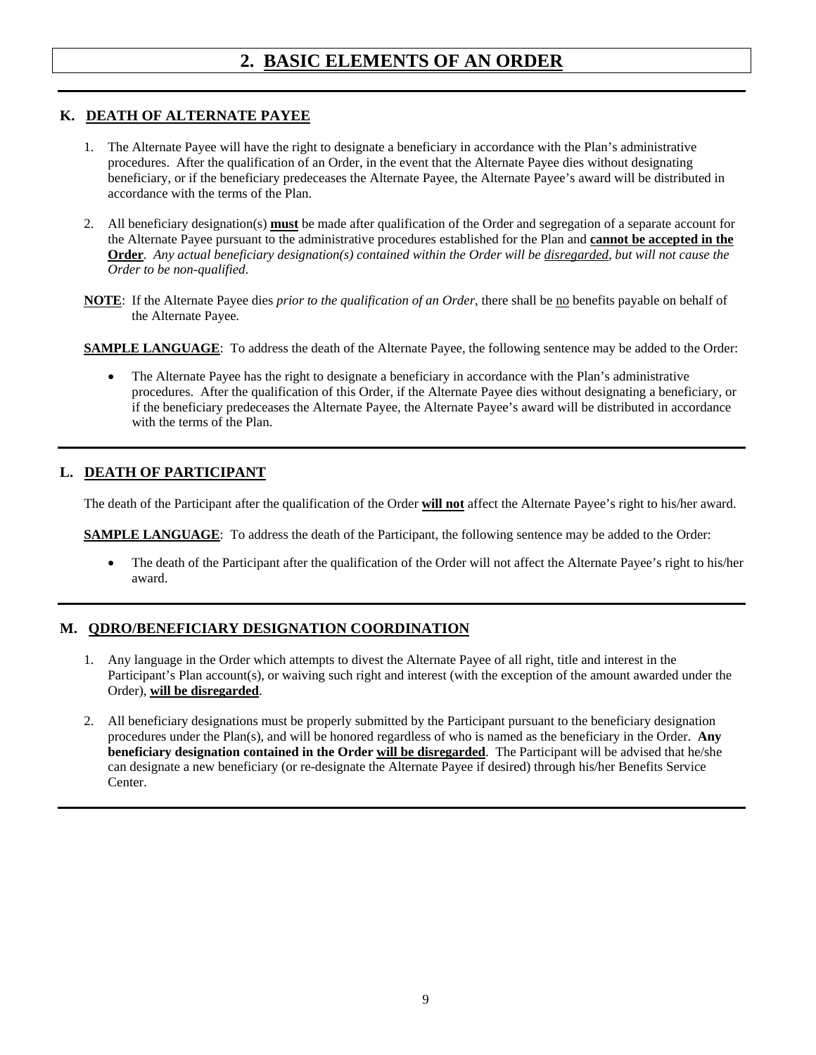# 2. BASIC ELEMENTS OF AN ORDER

## K. DEATH OF ALTERNATE PAYEE

1. The Alternate Payee will have the right to designate a beneficiary in accordance with the Plan's administrative procedures. After the qualification of an Order, in the event that the Alternate Payee dies without designating beneficiary, or if the beneficiary predeceases the Alternate Payee, the Alternate Payee's award will be distributed in accordance with the terms of the Plan.

2. All beneficiary designation(s) **must** be made after qualification of the Order and segregation of a separate account for the Alternate Payee pursuant to the administrative procedures established for the Plan and **cannot be accepted in the Order**. *Any actual beneficiary designation(s) contained within the Order will be disregarded, but will not cause the Order to be non-qualified*.

**NOTE**: If the Alternate Payee dies *prior to the qualification of an Order*, there shall be no benefits payable on behalf of the Alternate Payee.

**SAMPLE LANGUAGE**: To address the death of the Alternate Payee, the following sentence may be added to the Order:

- The Alternate Payee has the right to designate a beneficiary in accordance with the Plan's administrative procedures. After the qualification of this Order, if the Alternate Payee dies without designating a beneficiary, or if the beneficiary predeceases the Alternate Payee, the Alternate Payee's award will be distributed in accordance with the terms of the Plan.

## L. DEATH OF PARTICIPANT

The death of the Participant after the qualification of the Order **will not** affect the Alternate Payee's right to his/her award.

**SAMPLE LANGUAGE**: To address the death of the Participant, the following sentence may be added to the Order:

- The death of the Participant after the qualification of the Order will not affect the Alternate Payee's right to his/her award.

## M. QDRO/BENEFICIARY DESIGNATION COORDINATION

1. Any language in the Order which attempts to divest the Alternate Payee of all right, title and interest in the Participant's Plan account(s), or waiving such right and interest (with the exception of the amount awarded under the Order), **will be disregarded**.

2. All beneficiary designations must be properly submitted by the Participant pursuant to the beneficiary designation procedures under the Plan(s), and will be honored regardless of who is named as the beneficiary in the Order. **Any beneficiary designation contained in the Order will be disregarded**. The Participant will be advised that he/she can designate a new beneficiary (or re-designate the Alternate Payee if desired) through his/her Benefits Service Center.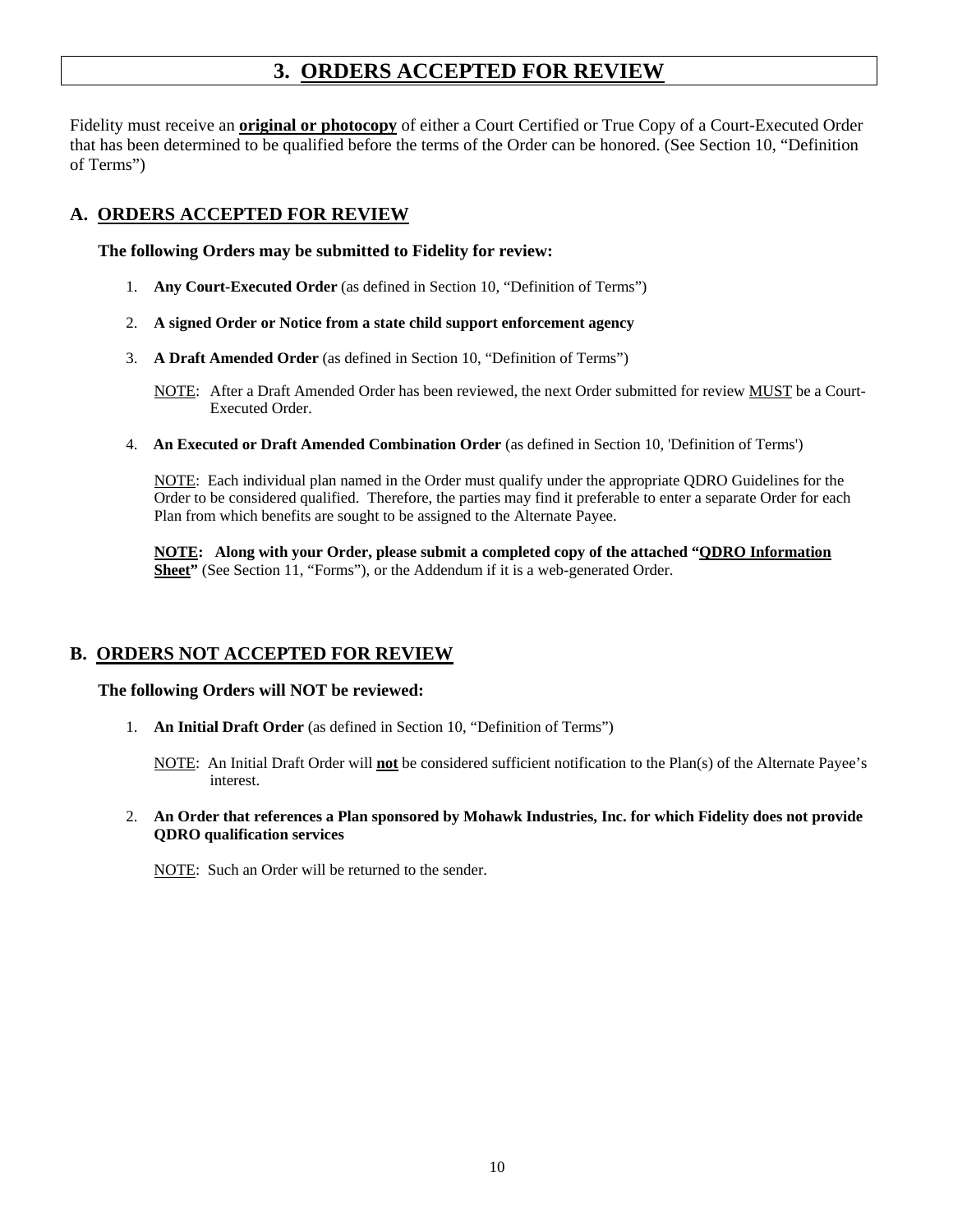# 3. ORDERS ACCEPTED FOR REVIEW

Fidelity must receive an **original or photocopy** of either a Court Certified or True Copy of a Court-Executed Order that has been determined to be qualified before the terms of the Order can be honored. (See Section 10, "Definition of Terms")

## A. ORDERS ACCEPTED FOR REVIEW

**The following Orders may be submitted to Fidelity for review:**

1. **Any Court-Executed Order** (as defined in Section 10, "Definition of Terms")
2. **A signed Order or Notice from a state child support enforcement agency**
3. **A Draft Amended Order** (as defined in Section 10, "Definition of Terms")

   NOTE: After a Draft Amended Order has been reviewed, the next Order submitted for review MUST be a Court-Executed Order.

4. **An Executed or Draft Amended Combination Order** (as defined in Section 10, 'Definition of Terms')

   NOTE: Each individual plan named in the Order must qualify under the appropriate QDRO Guidelines for the Order to be considered qualified. Therefore, the parties may find it preferable to enter a separate Order for each Plan from which benefits are sought to be assigned to the Alternate Payee.

   **NOTE: Along with your Order, please submit a completed copy of the attached "QDRO Information Sheet"** (See Section 11, "Forms"), or the Addendum if it is a web-generated Order.

## B. ORDERS NOT ACCEPTED FOR REVIEW

**The following Orders will NOT be reviewed:**

1. **An Initial Draft Order** (as defined in Section 10, "Definition of Terms")

   NOTE: An Initial Draft Order will **not** be considered sufficient notification to the Plan(s) of the Alternate Payee's interest.

2. **An Order that references a Plan sponsored by Mohawk Industries, Inc. for which Fidelity does not provide QDRO qualification services**

   NOTE: Such an Order will be returned to the sender.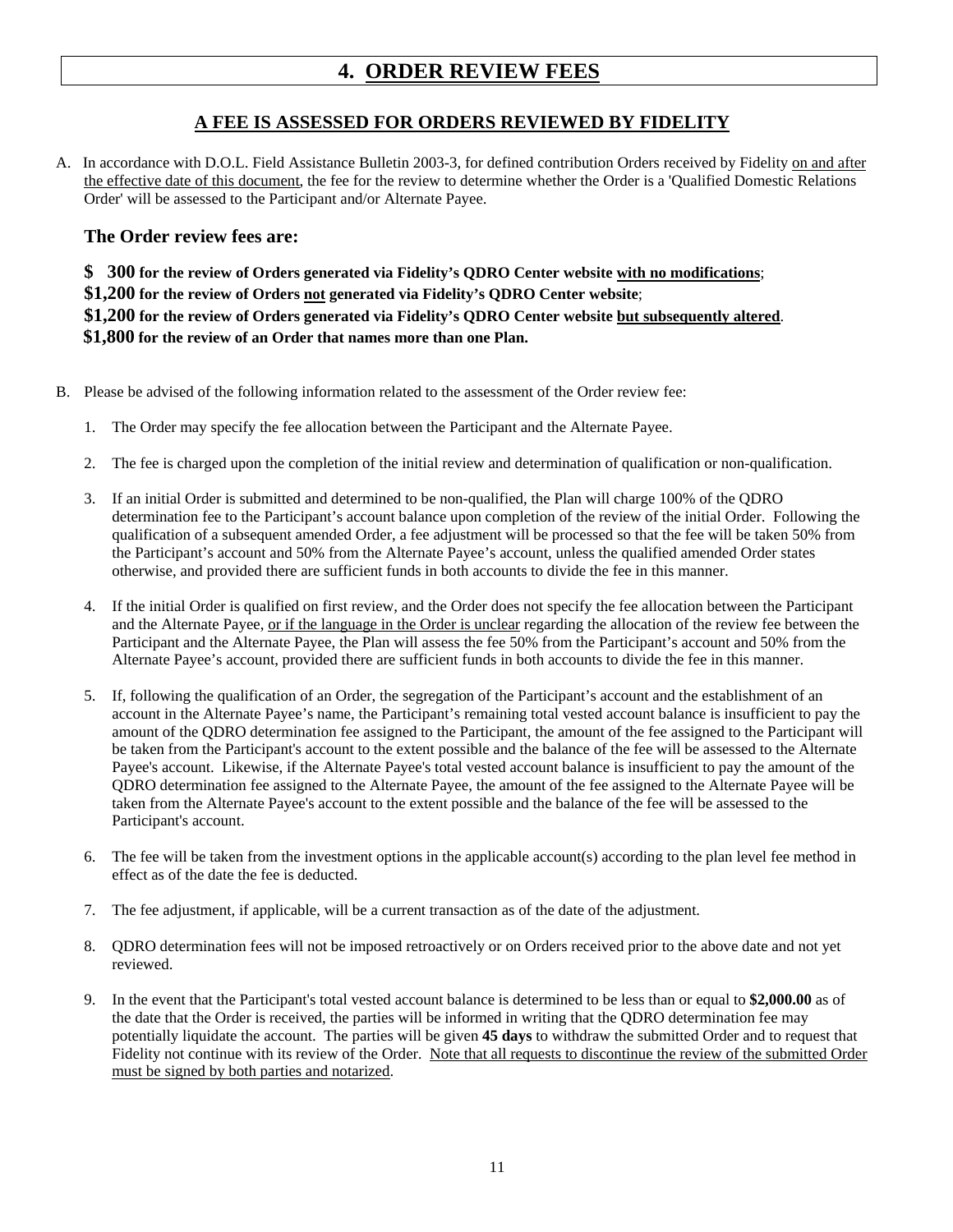# 4. ORDER REVIEW FEES

## A FEE IS ASSESSED FOR ORDERS REVIEWED BY FIDELITY

A. In accordance with D.O.L. Field Assistance Bulletin 2003-3, for defined contribution Orders received by Fidelity on and after the effective date of this document, the fee for the review to determine whether the Order is a 'Qualified Domestic Relations Order' will be assessed to the Participant and/or Alternate Payee.

### The Order review fees are:

**$ 300 for the review of Orders generated via Fidelity's QDRO Center website with no modifications**;
**$1,200 for the review of Orders not generated via Fidelity's QDRO Center website**;
**$1,200 for the review of Orders generated via Fidelity's QDRO Center website but subsequently altered**.
**$1,800 for the review of an Order that names more than one Plan.**

B. Please be advised of the following information related to the assessment of the Order review fee:

1. The Order may specify the fee allocation between the Participant and the Alternate Payee.

2. The fee is charged upon the completion of the initial review and determination of qualification or non-qualification.

3. If an initial Order is submitted and determined to be non-qualified, the Plan will charge 100% of the QDRO determination fee to the Participant's account balance upon completion of the review of the initial Order. Following the qualification of a subsequent amended Order, a fee adjustment will be processed so that the fee will be taken 50% from the Participant's account and 50% from the Alternate Payee's account, unless the qualified amended Order states otherwise, and provided there are sufficient funds in both accounts to divide the fee in this manner.

4. If the initial Order is qualified on first review, and the Order does not specify the fee allocation between the Participant and the Alternate Payee, or if the language in the Order is unclear regarding the allocation of the review fee between the Participant and the Alternate Payee, the Plan will assess the fee 50% from the Participant's account and 50% from the Alternate Payee's account, provided there are sufficient funds in both accounts to divide the fee in this manner.

5. If, following the qualification of an Order, the segregation of the Participant's account and the establishment of an account in the Alternate Payee's name, the Participant's remaining total vested account balance is insufficient to pay the amount of the QDRO determination fee assigned to the Participant, the amount of the fee assigned to the Participant will be taken from the Participant's account to the extent possible and the balance of the fee will be assessed to the Alternate Payee's account. Likewise, if the Alternate Payee's total vested account balance is insufficient to pay the amount of the QDRO determination fee assigned to the Alternate Payee, the amount of the fee assigned to the Alternate Payee will be taken from the Alternate Payee's account to the extent possible and the balance of the fee will be assessed to the Participant's account.

6. The fee will be taken from the investment options in the applicable account(s) according to the plan level fee method in effect as of the date the fee is deducted.

7. The fee adjustment, if applicable, will be a current transaction as of the date of the adjustment.

8. QDRO determination fees will not be imposed retroactively or on Orders received prior to the above date and not yet reviewed.

9. In the event that the Participant's total vested account balance is determined to be less than or equal to **$2,000.00** as of the date that the Order is received, the parties will be informed in writing that the QDRO determination fee may potentially liquidate the account. The parties will be given **45 days** to withdraw the submitted Order and to request that Fidelity not continue with its review of the Order. Note that all requests to discontinue the review of the submitted Order must be signed by both parties and notarized.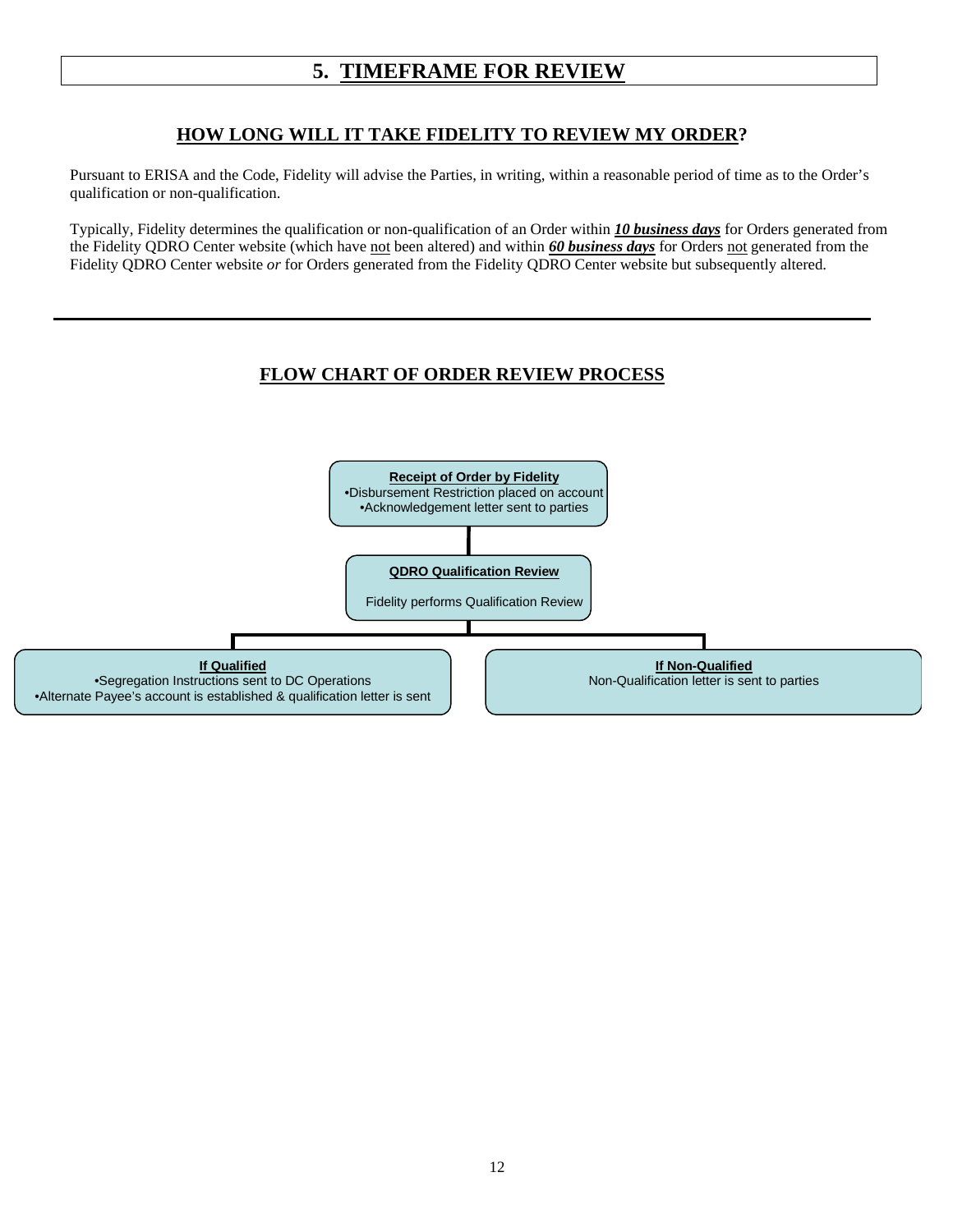# 5. TIMEFRAME FOR REVIEW

## HOW LONG WILL IT TAKE FIDELITY TO REVIEW MY ORDER?

Pursuant to ERISA and the Code, Fidelity will advise the Parties, in writing, within a reasonable period of time as to the Order's qualification or non-qualification.

Typically, Fidelity determines the qualification or non-qualification of an Order within ***10 business days*** for Orders generated from the Fidelity QDRO Center website (which have not been altered) and within ***60 business days*** for Orders not generated from the Fidelity QDRO Center website *or* for Orders generated from the Fidelity QDRO Center website but subsequently altered.

---

## FLOW CHART OF ORDER REVIEW PROCESS

**Receipt of Order by Fidelity**
- Disbursement Restriction placed on account
- Acknowledgement letter sent to parties

**QDRO Qualification Review**

Fidelity performs Qualification Review

**If Qualified**
- Segregation Instructions sent to DC Operations
- Alternate Payee's account is established & qualification letter is sent

**If Non-Qualified**

Non-Qualification letter is sent to parties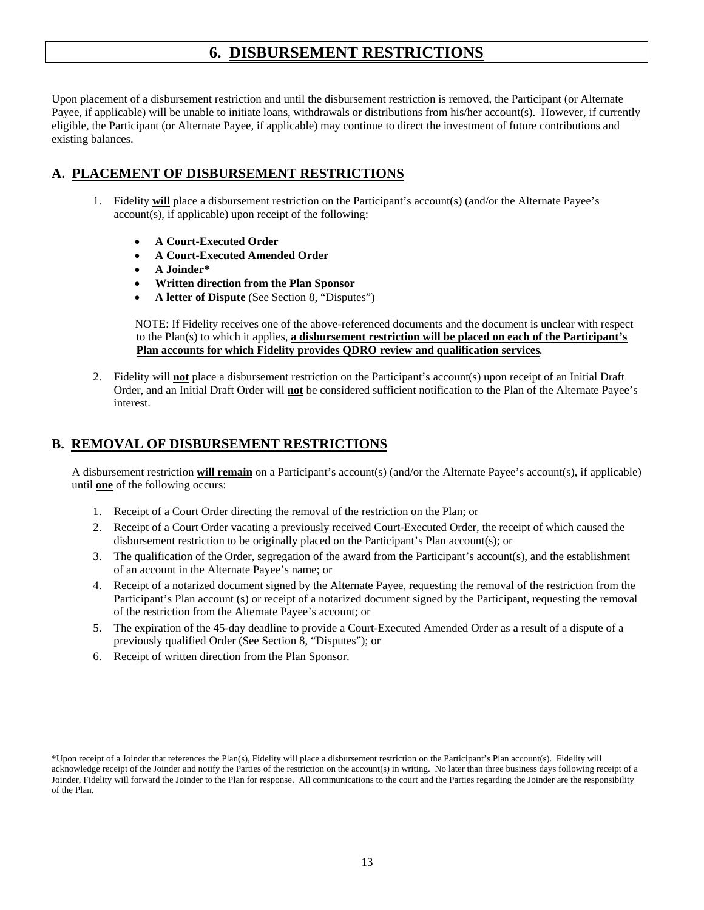# 6. DISBURSEMENT RESTRICTIONS

Upon placement of a disbursement restriction and until the disbursement restriction is removed, the Participant (or Alternate Payee, if applicable) will be unable to initiate loans, withdrawals or distributions from his/her account(s). However, if currently eligible, the Participant (or Alternate Payee, if applicable) may continue to direct the investment of future contributions and existing balances.

## A. PLACEMENT OF DISBURSEMENT RESTRICTIONS

1. Fidelity **will** place a disbursement restriction on the Participant's account(s) (and/or the Alternate Payee's account(s), if applicable) upon receipt of the following:

   - **A Court-Executed Order**
   - **A Court-Executed Amended Order**
   - **A Joinder***
   - **Written direction from the Plan Sponsor**
   - **A letter of Dispute** (See Section 8, "Disputes")

   NOTE: If Fidelity receives one of the above-referenced documents and the document is unclear with respect to the Plan(s) to which it applies, **a disbursement restriction will be placed on each of the Participant's Plan accounts for which Fidelity provides QDRO review and qualification services**.

2. Fidelity will **not** place a disbursement restriction on the Participant's account(s) upon receipt of an Initial Draft Order, and an Initial Draft Order will **not** be considered sufficient notification to the Plan of the Alternate Payee's interest.

## B. REMOVAL OF DISBURSEMENT RESTRICTIONS

A disbursement restriction **will remain** on a Participant's account(s) (and/or the Alternate Payee's account(s), if applicable) until **one** of the following occurs:

1. Receipt of a Court Order directing the removal of the restriction on the Plan; or
2. Receipt of a Court Order vacating a previously received Court-Executed Order, the receipt of which caused the disbursement restriction to be originally placed on the Participant's Plan account(s); or
3. The qualification of the Order, segregation of the award from the Participant's account(s), and the establishment of an account in the Alternate Payee's name; or
4. Receipt of a notarized document signed by the Alternate Payee, requesting the removal of the restriction from the Participant's Plan account (s) or receipt of a notarized document signed by the Participant, requesting the removal of the restriction from the Alternate Payee's account; or
5. The expiration of the 45-day deadline to provide a Court-Executed Amended Order as a result of a dispute of a previously qualified Order (See Section 8, "Disputes"); or
6. Receipt of written direction from the Plan Sponsor.

*Upon receipt of a Joinder that references the Plan(s), Fidelity will place a disbursement restriction on the Participant's Plan account(s). Fidelity will acknowledge receipt of the Joinder and notify the Parties of the restriction on the account(s) in writing. No later than three business days following receipt of a Joinder, Fidelity will forward the Joinder to the Plan for response. All communications to the court and the Parties regarding the Joinder are the responsibility of the Plan.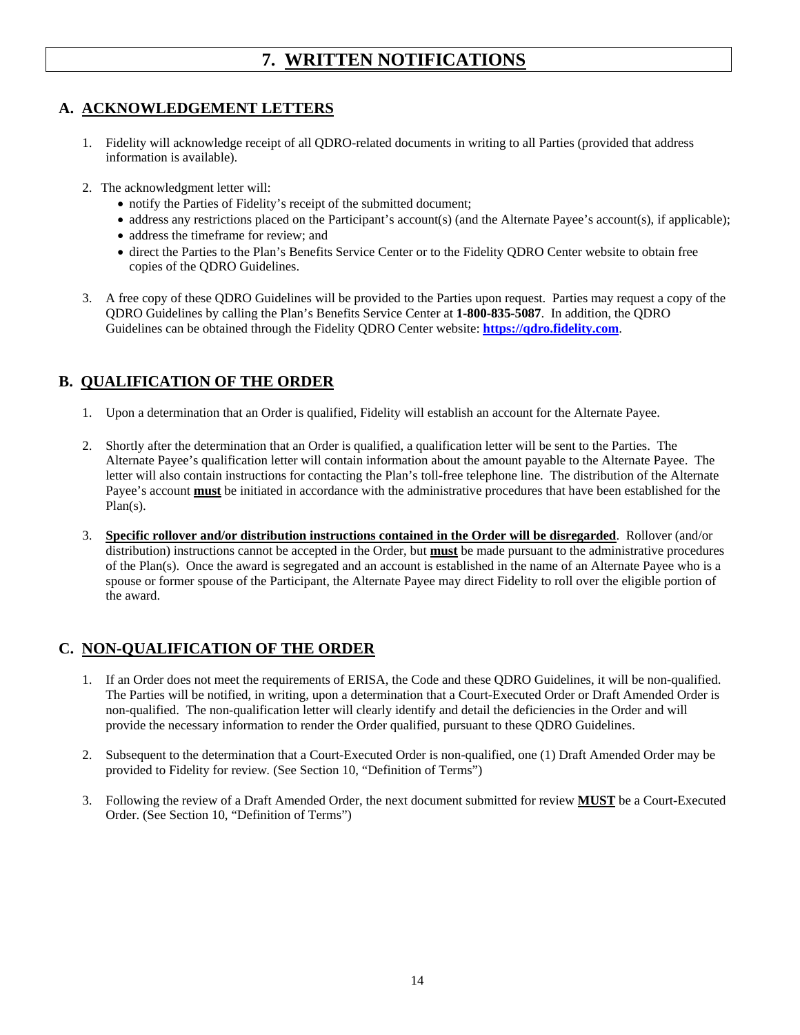# 7. WRITTEN NOTIFICATIONS

## A. ACKNOWLEDGEMENT LETTERS

1. Fidelity will acknowledge receipt of all QDRO-related documents in writing to all Parties (provided that address information is available).

2. The acknowledgment letter will:
   - notify the Parties of Fidelity's receipt of the submitted document;
   - address any restrictions placed on the Participant's account(s) (and the Alternate Payee's account(s), if applicable);
   - address the timeframe for review; and
   - direct the Parties to the Plan's Benefits Service Center or to the Fidelity QDRO Center website to obtain free copies of the QDRO Guidelines.

3. A free copy of these QDRO Guidelines will be provided to the Parties upon request. Parties may request a copy of the QDRO Guidelines by calling the Plan's Benefits Service Center at **1-800-835-5087**. In addition, the QDRO Guidelines can be obtained through the Fidelity QDRO Center website: **https://qdro.fidelity.com**.

## B. QUALIFICATION OF THE ORDER

1. Upon a determination that an Order is qualified, Fidelity will establish an account for the Alternate Payee.

2. Shortly after the determination that an Order is qualified, a qualification letter will be sent to the Parties. The Alternate Payee's qualification letter will contain information about the amount payable to the Alternate Payee. The letter will also contain instructions for contacting the Plan's toll-free telephone line. The distribution of the Alternate Payee's account **must** be initiated in accordance with the administrative procedures that have been established for the Plan(s).

3. **Specific rollover and/or distribution instructions contained in the Order will be disregarded**. Rollover (and/or distribution) instructions cannot be accepted in the Order, but **must** be made pursuant to the administrative procedures of the Plan(s). Once the award is segregated and an account is established in the name of an Alternate Payee who is a spouse or former spouse of the Participant, the Alternate Payee may direct Fidelity to roll over the eligible portion of the award.

## C. NON-QUALIFICATION OF THE ORDER

1. If an Order does not meet the requirements of ERISA, the Code and these QDRO Guidelines, it will be non-qualified. The Parties will be notified, in writing, upon a determination that a Court-Executed Order or Draft Amended Order is non-qualified. The non-qualification letter will clearly identify and detail the deficiencies in the Order and will provide the necessary information to render the Order qualified, pursuant to these QDRO Guidelines.

2. Subsequent to the determination that a Court-Executed Order is non-qualified, one (1) Draft Amended Order may be provided to Fidelity for review. (See Section 10, "Definition of Terms")

3. Following the review of a Draft Amended Order, the next document submitted for review **MUST** be a Court-Executed Order. (See Section 10, "Definition of Terms")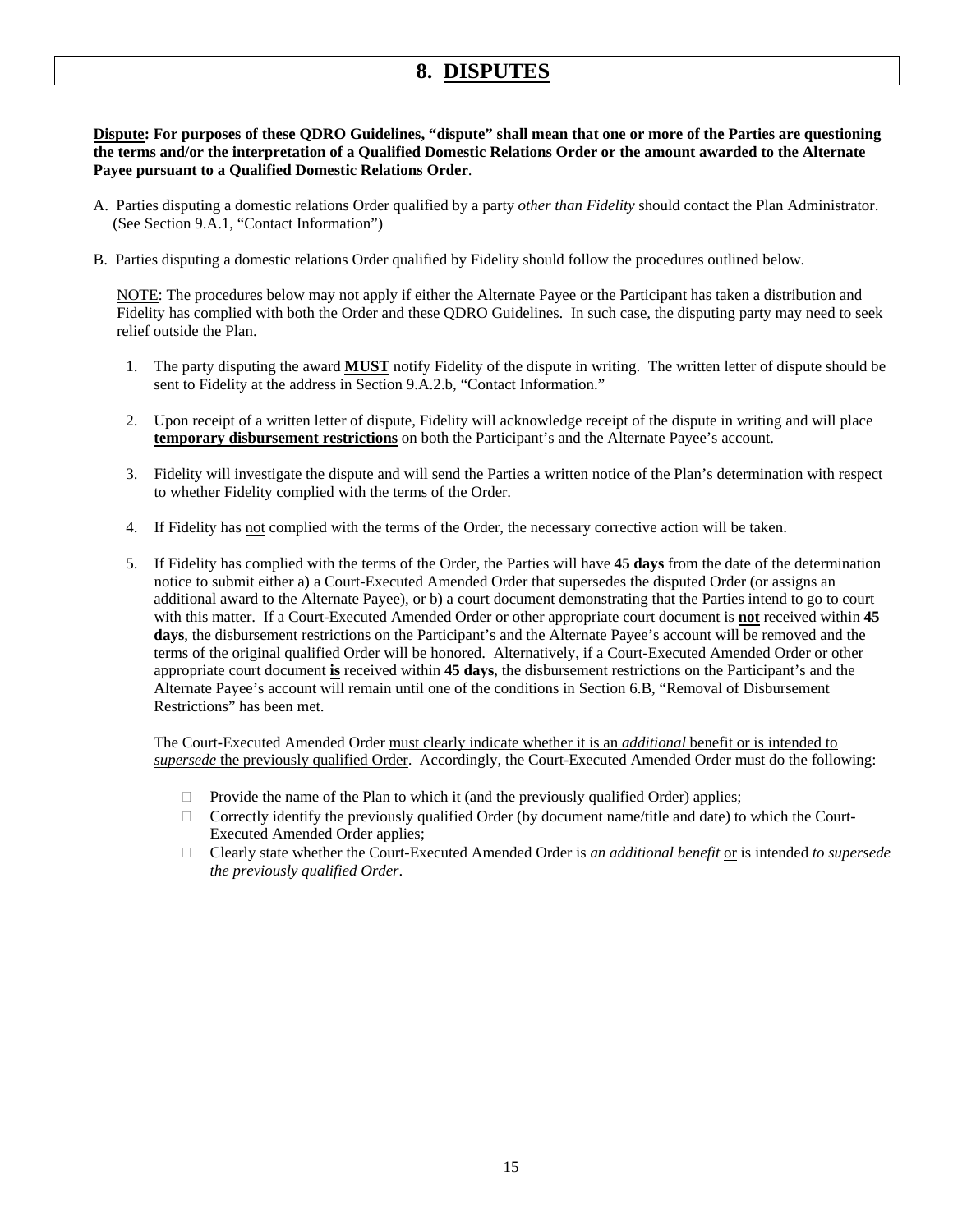# 8. DISPUTES

**Dispute: For purposes of these QDRO Guidelines, "dispute" shall mean that one or more of the Parties are questioning the terms and/or the interpretation of a Qualified Domestic Relations Order or the amount awarded to the Alternate Payee pursuant to a Qualified Domestic Relations Order**.

A. Parties disputing a domestic relations Order qualified by a party *other than Fidelity* should contact the Plan Administrator. (See Section 9.A.1, "Contact Information")

B. Parties disputing a domestic relations Order qualified by Fidelity should follow the procedures outlined below.

NOTE: The procedures below may not apply if either the Alternate Payee or the Participant has taken a distribution and Fidelity has complied with both the Order and these QDRO Guidelines. In such case, the disputing party may need to seek relief outside the Plan.

1. The party disputing the award **MUST** notify Fidelity of the dispute in writing. The written letter of dispute should be sent to Fidelity at the address in Section 9.A.2.b, "Contact Information."
2. Upon receipt of a written letter of dispute, Fidelity will acknowledge receipt of the dispute in writing and will place **temporary disbursement restrictions** on both the Participant's and the Alternate Payee's account.
3. Fidelity will investigate the dispute and will send the Parties a written notice of the Plan's determination with respect to whether Fidelity complied with the terms of the Order.
4. If Fidelity has not complied with the terms of the Order, the necessary corrective action will be taken.
5. If Fidelity has complied with the terms of the Order, the Parties will have **45 days** from the date of the determination notice to submit either a) a Court-Executed Amended Order that supersedes the disputed Order (or assigns an additional award to the Alternate Payee), or b) a court document demonstrating that the Parties intend to go to court with this matter. If a Court-Executed Amended Order or other appropriate court document is **not** received within **45 days**, the disbursement restrictions on the Participant's and the Alternate Payee's account will be removed and the terms of the original qualified Order will be honored. Alternatively, if a Court-Executed Amended Order or other appropriate court document **is** received within **45 days**, the disbursement restrictions on the Participant's and the Alternate Payee's account will remain until one of the conditions in Section 6.B, "Removal of Disbursement Restrictions" has been met.

   The Court-Executed Amended Order must clearly indicate whether it is an *additional* benefit or is intended to *supersede* the previously qualified Order. Accordingly, the Court-Executed Amended Order must do the following:

   - Provide the name of the Plan to which it (and the previously qualified Order) applies;
   - Correctly identify the previously qualified Order (by document name/title and date) to which the Court-Executed Amended Order applies;
   - Clearly state whether the Court-Executed Amended Order is *an additional benefit* or is intended *to supersede the previously qualified Order*.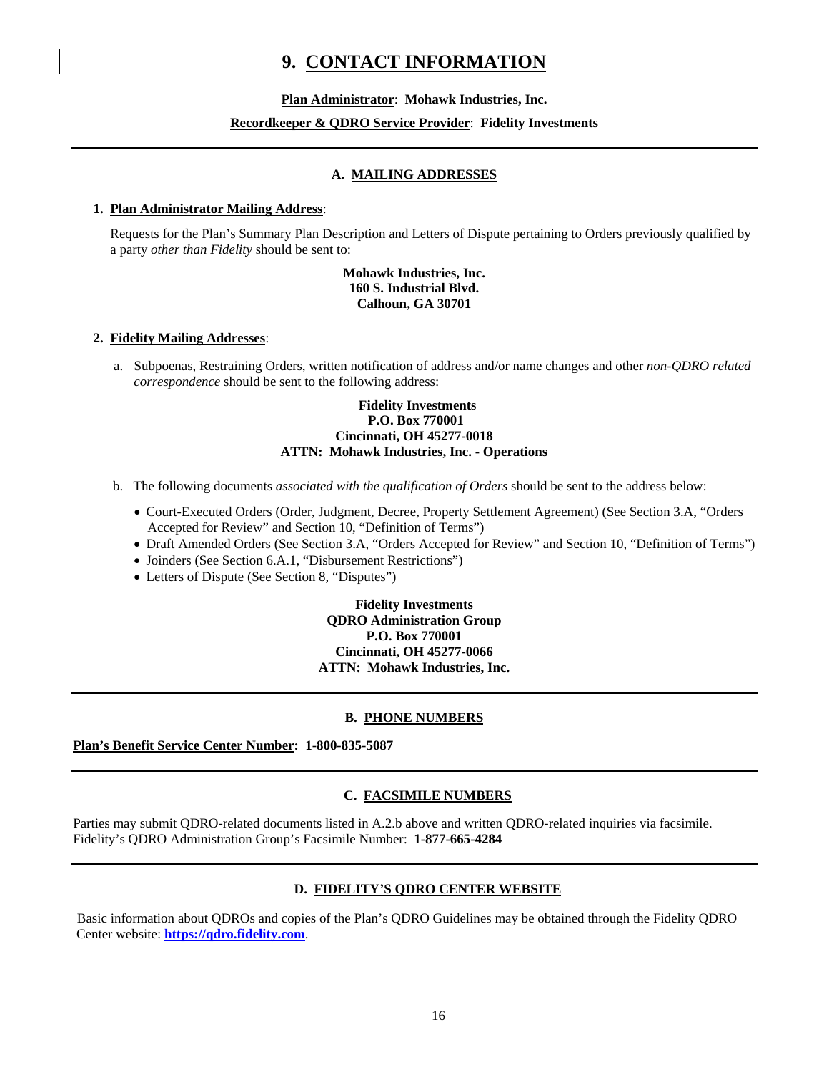# 9. CONTACT INFORMATION

**Plan Administrator**: **Mohawk Industries, Inc.**

**Recordkeeper & QDRO Service Provider**: **Fidelity Investments**

---

## A. MAILING ADDRESSES

**1. Plan Administrator Mailing Address**:

Requests for the Plan's Summary Plan Description and Letters of Dispute pertaining to Orders previously qualified by a party *other than Fidelity* should be sent to:

**Mohawk Industries, Inc.**
**160 S. Industrial Blvd.**
**Calhoun, GA 30701**

**2. Fidelity Mailing Addresses**:

a. Subpoenas, Restraining Orders, written notification of address and/or name changes and other *non-QDRO related correspondence* should be sent to the following address:

**Fidelity Investments**
**P.O. Box 770001**
**Cincinnati, OH 45277-0018**
**ATTN: Mohawk Industries, Inc. - Operations**

b. The following documents *associated with the qualification of Orders* should be sent to the address below:

- Court-Executed Orders (Order, Judgment, Decree, Property Settlement Agreement) (See Section 3.A, "Orders Accepted for Review" and Section 10, "Definition of Terms")
- Draft Amended Orders (See Section 3.A, "Orders Accepted for Review" and Section 10, "Definition of Terms")
- Joinders (See Section 6.A.1, "Disbursement Restrictions")
- Letters of Dispute (See Section 8, "Disputes")

**Fidelity Investments**
**QDRO Administration Group**
**P.O. Box 770001**
**Cincinnati, OH 45277-0066**
**ATTN: Mohawk Industries, Inc.**

---

## B. PHONE NUMBERS

**Plan's Benefit Service Center Number: 1-800-835-5087**

---

## C. FACSIMILE NUMBERS

Parties may submit QDRO-related documents listed in A.2.b above and written QDRO-related inquiries via facsimile. Fidelity's QDRO Administration Group's Facsimile Number: **1-877-665-4284**

---

## D. FIDELITY'S QDRO CENTER WEBSITE

Basic information about QDROs and copies of the Plan's QDRO Guidelines may be obtained through the Fidelity QDRO Center website: **https://qdro.fidelity.com**.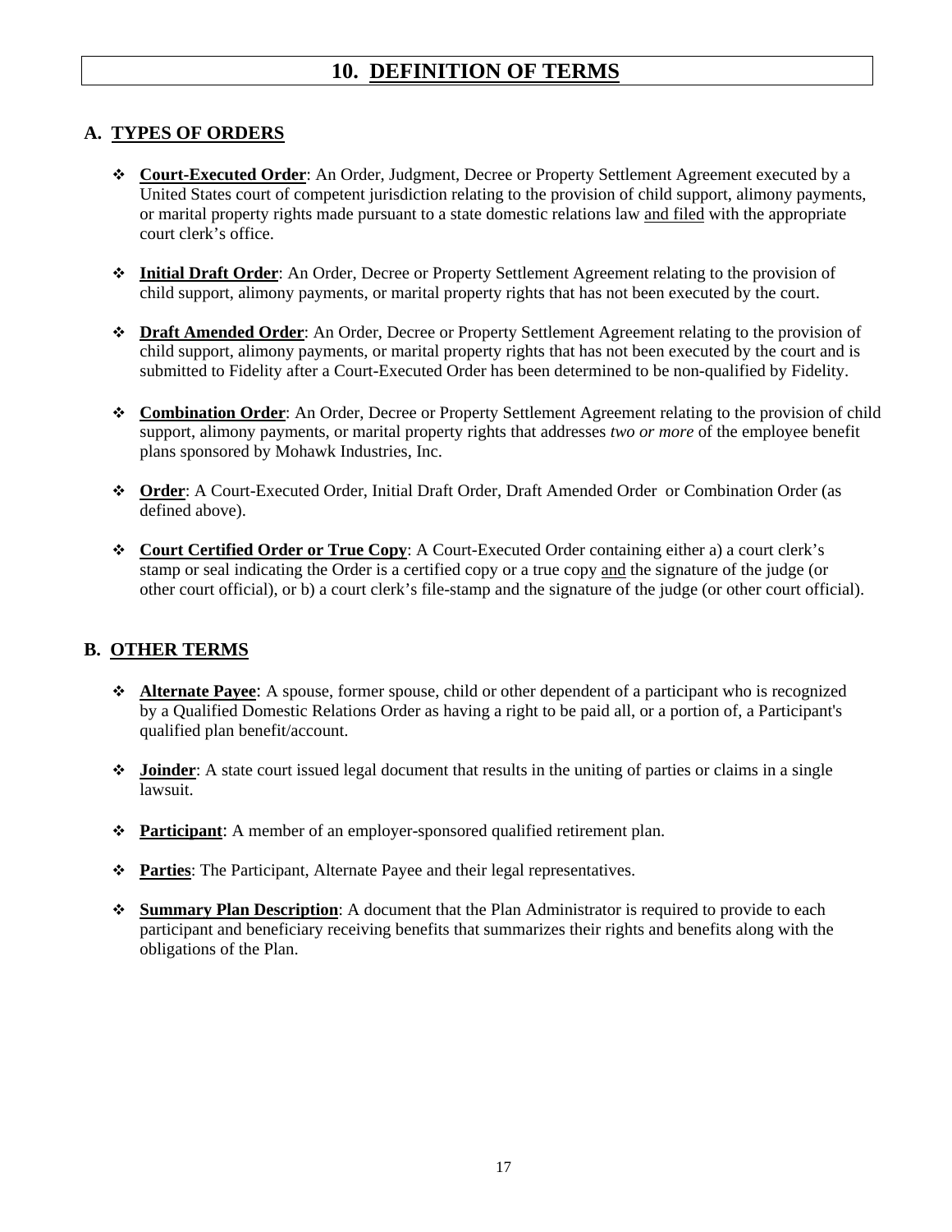# 10. DEFINITION OF TERMS

## A. TYPES OF ORDERS

- **Court-Executed Order**: An Order, Judgment, Decree or Property Settlement Agreement executed by a United States court of competent jurisdiction relating to the provision of child support, alimony payments, or marital property rights made pursuant to a state domestic relations law and filed with the appropriate court clerk's office.

- **Initial Draft Order**: An Order, Decree or Property Settlement Agreement relating to the provision of child support, alimony payments, or marital property rights that has not been executed by the court.

- **Draft Amended Order**: An Order, Decree or Property Settlement Agreement relating to the provision of child support, alimony payments, or marital property rights that has not been executed by the court and is submitted to Fidelity after a Court-Executed Order has been determined to be non-qualified by Fidelity.

- **Combination Order**: An Order, Decree or Property Settlement Agreement relating to the provision of child support, alimony payments, or marital property rights that addresses *two or more* of the employee benefit plans sponsored by Mohawk Industries, Inc.

- **Order**: A Court-Executed Order, Initial Draft Order, Draft Amended Order or Combination Order (as defined above).

- **Court Certified Order or True Copy**: A Court-Executed Order containing either a) a court clerk's stamp or seal indicating the Order is a certified copy or a true copy and the signature of the judge (or other court official), or b) a court clerk's file-stamp and the signature of the judge (or other court official).

## B. OTHER TERMS

- **Alternate Payee**: A spouse, former spouse, child or other dependent of a participant who is recognized by a Qualified Domestic Relations Order as having a right to be paid all, or a portion of, a Participant's qualified plan benefit/account.

- **Joinder**: A state court issued legal document that results in the uniting of parties or claims in a single lawsuit.

- **Participant**: A member of an employer-sponsored qualified retirement plan.

- **Parties**: The Participant, Alternate Payee and their legal representatives.

- **Summary Plan Description**: A document that the Plan Administrator is required to provide to each participant and beneficiary receiving benefits that summarizes their rights and benefits along with the obligations of the Plan.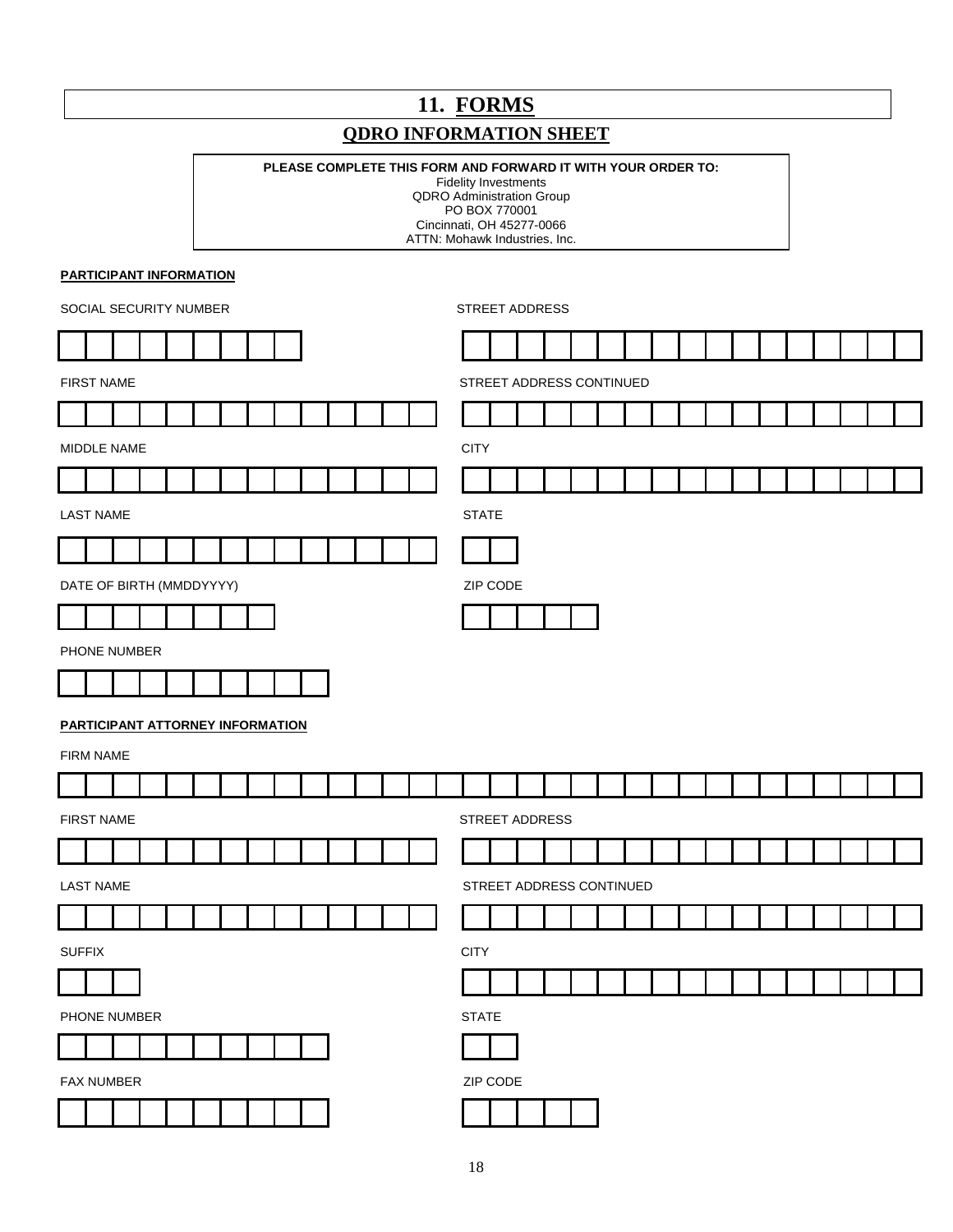# 11. FORMS

## QDRO INFORMATION SHEET

**PLEASE COMPLETE THIS FORM AND FORWARD IT WITH YOUR ORDER TO:**
Fidelity Investments
QDRO Administration Group
PO BOX 770001
Cincinnati, OH 45277-0066
ATTN: Mohawk Industries, Inc.

**PARTICIPANT INFORMATION**

SOCIAL SECURITY NUMBER

| | | | | | | | | |
|---|---|---|---|---|---|---|---|---|

FIRST NAME

| | | | | | | | | | | | | | |
|---|---|---|---|---|---|---|---|---|---|---|---|---|---|

MIDDLE NAME

| | | | | | | | | | | | | | |
|---|---|---|---|---|---|---|---|---|---|---|---|---|---|

LAST NAME

| | | | | | | | | | | | | | |
|---|---|---|---|---|---|---|---|---|---|---|---|---|---|

DATE OF BIRTH (MMDDYYYY)

| | | | | | | | |
|---|---|---|---|---|---|---|---|

PHONE NUMBER

| | | | | | | | | | |
|---|---|---|---|---|---|---|---|---|---|

STREET ADDRESS

| | | | | | | | | | | | | | | | | |
|---|---|---|---|---|---|---|---|---|---|---|---|---|---|---|---|---|

STREET ADDRESS CONTINUED

| | | | | | | | | | | | | | | | | |
|---|---|---|---|---|---|---|---|---|---|---|---|---|---|---|---|---|

CITY

| | | | | | | | | | | | | | | | | |
|---|---|---|---|---|---|---|---|---|---|---|---|---|---|---|---|---|

STATE

| | |
|---|---|

ZIP CODE

| | | | | |
|---|---|---|---|---|

**PARTICIPANT ATTORNEY INFORMATION**

FIRM NAME

| | | | | | | | | | | | | | | | | | | | | | | | | | | | | | | | | |
|---|---|---|---|---|---|---|---|---|---|---|---|---|---|---|---|---|---|---|---|---|---|---|---|---|---|---|---|---|---|---|---|---|

FIRST NAME

| | | | | | | | | | | | | | |
|---|---|---|---|---|---|---|---|---|---|---|---|---|---|

LAST NAME

| | | | | | | | | | | | | | |
|---|---|---|---|---|---|---|---|---|---|---|---|---|---|

SUFFIX

| | | |
|---|---|---|

PHONE NUMBER

| | | | | | | | | | |
|---|---|---|---|---|---|---|---|---|---|

FAX NUMBER

| | | | | | | | | | |
|---|---|---|---|---|---|---|---|---|---|

STREET ADDRESS

| | | | | | | | | | | | | | | | | |
|---|---|---|---|---|---|---|---|---|---|---|---|---|---|---|---|---|

STREET ADDRESS CONTINUED

| | | | | | | | | | | | | | | | | |
|---|---|---|---|---|---|---|---|---|---|---|---|---|---|---|---|---|

CITY

| | | | | | | | | | | | | | | | | |
|---|---|---|---|---|---|---|---|---|---|---|---|---|---|---|---|---|

STATE

| | |
|---|---|

ZIP CODE

| | | | | |
|---|---|---|---|---|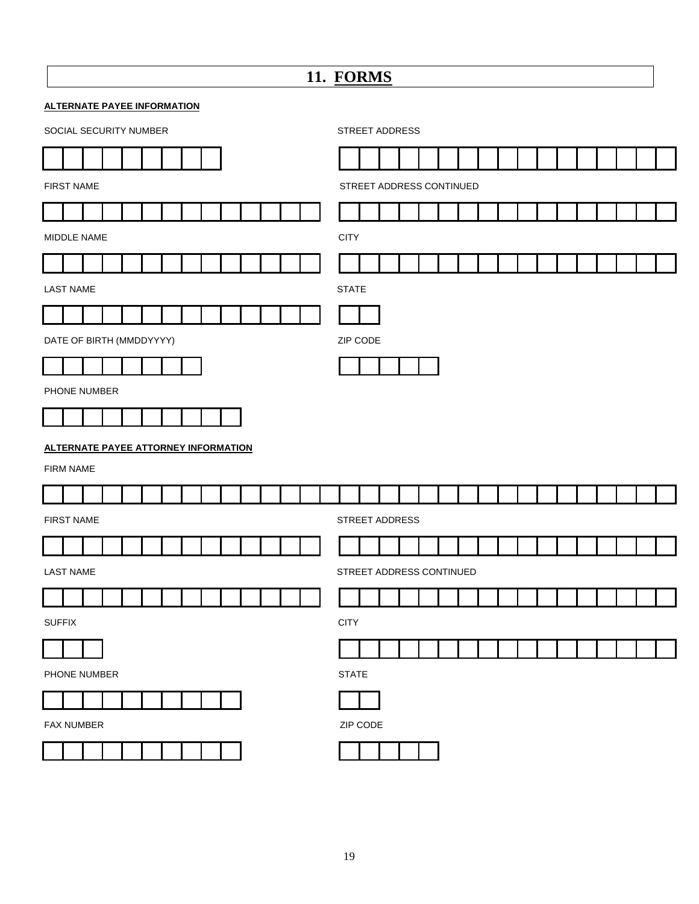# 11. FORMS

**ALTERNATE PAYEE INFORMATION**

SOCIAL SECURITY NUMBER

| | | | | | | | | |
|---|---|---|---|---|---|---|---|---|

FIRST NAME

| | | | | | | | | | | | | | |
|---|---|---|---|---|---|---|---|---|---|---|---|---|---|

MIDDLE NAME

| | | | | | | | | | | | | | |
|---|---|---|---|---|---|---|---|---|---|---|---|---|---|

LAST NAME

| | | | | | | | | | | | | | |
|---|---|---|---|---|---|---|---|---|---|---|---|---|---|

DATE OF BIRTH (MMDDYYYY)

| | | | | | | | |
|---|---|---|---|---|---|---|---|

PHONE NUMBER

| | | | | | | | | | |
|---|---|---|---|---|---|---|---|---|---|

STREET ADDRESS

| | | | | | | | | | | | | | | | | |
|---|---|---|---|---|---|---|---|---|---|---|---|---|---|---|---|---|

STREET ADDRESS CONTINUED

| | | | | | | | | | | | | | | | | |
|---|---|---|---|---|---|---|---|---|---|---|---|---|---|---|---|---|

CITY

| | | | | | | | | | | | | | | | | |
|---|---|---|---|---|---|---|---|---|---|---|---|---|---|---|---|---|

STATE

| | |
|---|---|

ZIP CODE

| | | | | |
|---|---|---|---|---|

**ALTERNATE PAYEE ATTORNEY INFORMATION**

FIRM NAME

| | | | | | | | | | | | | | | | | | | | | | | | | | | | | | | | |
|---|---|---|---|---|---|---|---|---|---|---|---|---|---|---|---|---|---|---|---|---|---|---|---|---|---|---|---|---|---|---|---|

FIRST NAME

| | | | | | | | | | | | | | |
|---|---|---|---|---|---|---|---|---|---|---|---|---|---|

LAST NAME

| | | | | | | | | | | | | | |
|---|---|---|---|---|---|---|---|---|---|---|---|---|---|

SUFFIX

| | | |
|---|---|---|

PHONE NUMBER

| | | | | | | | | | |
|---|---|---|---|---|---|---|---|---|---|

FAX NUMBER

| | | | | | | | | | |
|---|---|---|---|---|---|---|---|---|---|

STREET ADDRESS

| | | | | | | | | | | | | | | | | |
|---|---|---|---|---|---|---|---|---|---|---|---|---|---|---|---|---|

STREET ADDRESS CONTINUED

| | | | | | | | | | | | | | | | | |
|---|---|---|---|---|---|---|---|---|---|---|---|---|---|---|---|---|

CITY

| | | | | | | | | | | | | | | | | |
|---|---|---|---|---|---|---|---|---|---|---|---|---|---|---|---|---|

STATE

| | |
|---|---|

ZIP CODE

| | | | | |
|---|---|---|---|---|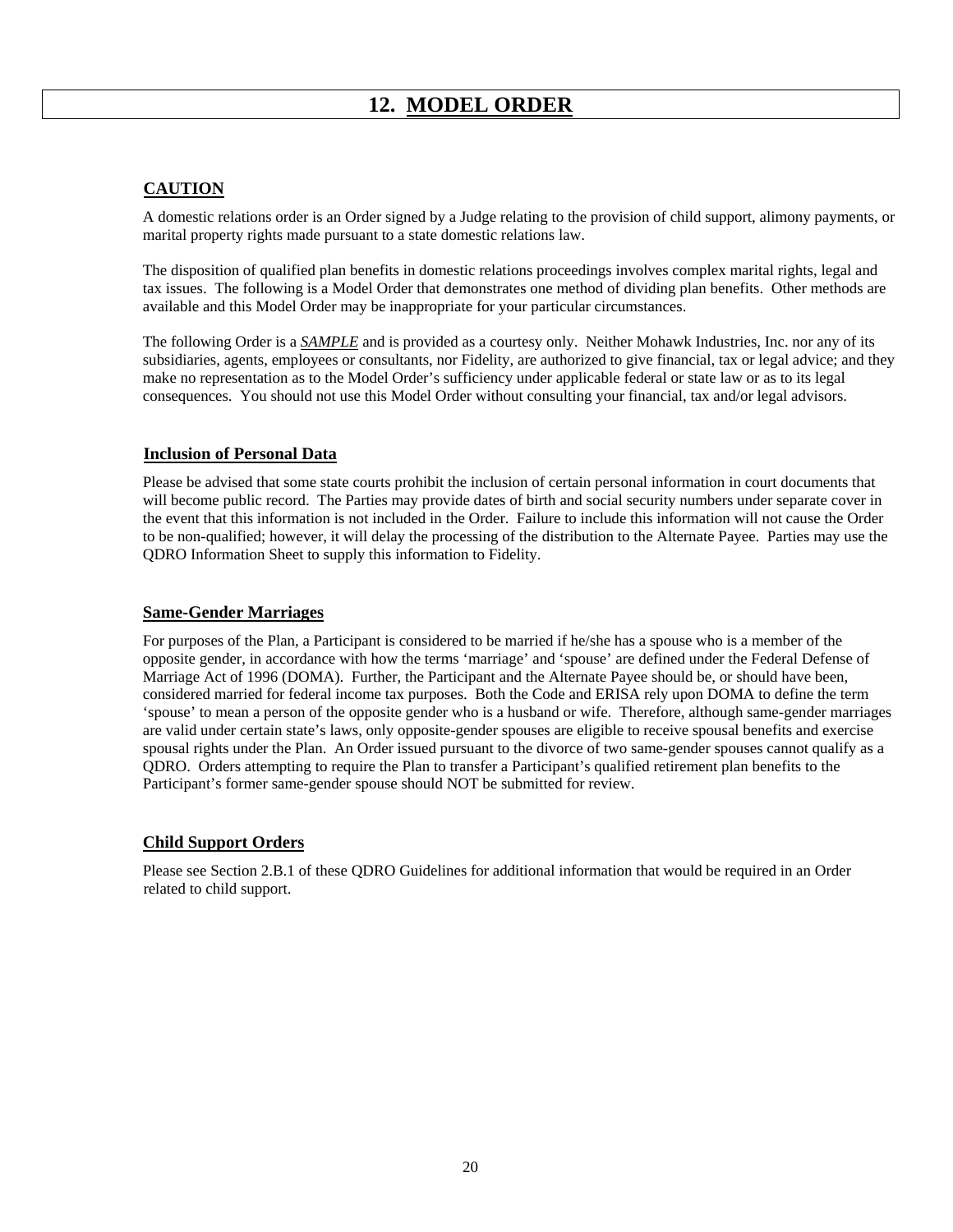# 12. <u>MODEL ORDER</u>

## CAUTION

A domestic relations order is an Order signed by a Judge relating to the provision of child support, alimony payments, or marital property rights made pursuant to a state domestic relations law.

The disposition of qualified plan benefits in domestic relations proceedings involves complex marital rights, legal and tax issues. The following is a Model Order that demonstrates one method of dividing plan benefits. Other methods are available and this Model Order may be inappropriate for your particular circumstances.

The following Order is a ***SAMPLE*** and is provided as a courtesy only. Neither Mohawk Industries, Inc. nor any of its subsidiaries, agents, employees or consultants, nor Fidelity, are authorized to give financial, tax or legal advice; and they make no representation as to the Model Order's sufficiency under applicable federal or state law or as to its legal consequences. You should not use this Model Order without consulting your financial, tax and/or legal advisors.

## Inclusion of Personal Data

Please be advised that some state courts prohibit the inclusion of certain personal information in court documents that will become public record. The Parties may provide dates of birth and social security numbers under separate cover in the event that this information is not included in the Order. Failure to include this information will not cause the Order to be non-qualified; however, it will delay the processing of the distribution to the Alternate Payee. Parties may use the QDRO Information Sheet to supply this information to Fidelity.

## Same-Gender Marriages

For purposes of the Plan, a Participant is considered to be married if he/she has a spouse who is a member of the opposite gender, in accordance with how the terms 'marriage' and 'spouse' are defined under the Federal Defense of Marriage Act of 1996 (DOMA). Further, the Participant and the Alternate Payee should be, or should have been, considered married for federal income tax purposes. Both the Code and ERISA rely upon DOMA to define the term 'spouse' to mean a person of the opposite gender who is a husband or wife. Therefore, although same-gender marriages are valid under certain state's laws, only opposite-gender spouses are eligible to receive spousal benefits and exercise spousal rights under the Plan. An Order issued pursuant to the divorce of two same-gender spouses cannot qualify as a QDRO. Orders attempting to require the Plan to transfer a Participant's qualified retirement plan benefits to the Participant's former same-gender spouse should NOT be submitted for review.

## Child Support Orders

Please see Section 2.B.1 of these QDRO Guidelines for additional information that would be required in an Order related to child support.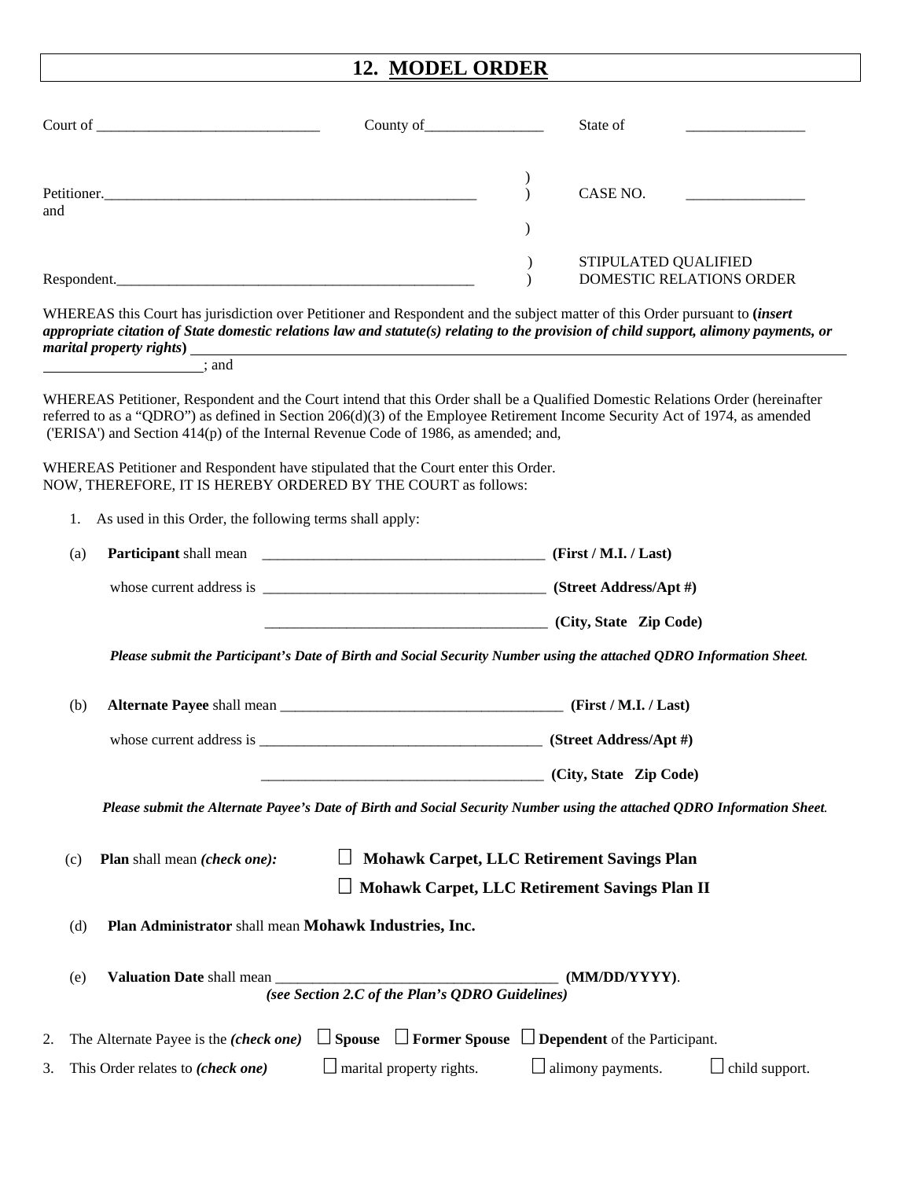# 12. MODEL ORDER

Court of _______________________________ County of________________ State of ________________

Petitioner.____________________________________________________ ) CASE NO. ________________
and )
)

Respondent.___________________________________________________ ) STIPULATED QUALIFIED DOMESTIC RELATIONS ORDER

WHEREAS this Court has jurisdiction over Petitioner and Respondent and the subject matter of this Order pursuant to **(*insert appropriate citation of State domestic relations law and statute(s) relating to the provision of child support, alimony payments, or marital property rights*)** ____________________________________________________________________________
_____________________; and

WHEREAS Petitioner, Respondent and the Court intend that this Order shall be a Qualified Domestic Relations Order (hereinafter referred to as a "QDRO") as defined in Section 206(d)(3) of the Employee Retirement Income Security Act of 1974, as amended ('ERISA') and Section 414(p) of the Internal Revenue Code of 1986, as amended; and,

WHEREAS Petitioner and Respondent have stipulated that the Court enter this Order.
NOW, THEREFORE, IT IS HEREBY ORDERED BY THE COURT as follows:

1. As used in this Order, the following terms shall apply:

(a) **Participant** shall mean _______________________________________ **(First / M.I. / Last)**

whose current address is _______________________________________ **(Street Address/Apt #)**

_______________________________________ **(City, State Zip Code)**

***Please submit the Participant's Date of Birth and Social Security Number using the attached QDRO Information Sheet.***

(b) **Alternate Payee** shall mean _______________________________________ **(First / M.I. / Last)**

whose current address is _______________________________________ **(Street Address/Apt #)**

_______________________________________ **(City, State Zip Code)**

***Please submit the Alternate Payee's Date of Birth and Social Security Number using the attached QDRO Information Sheet.***

(c) **Plan** shall mean ***(check one):***

☐ **Mohawk Carpet, LLC Retirement Savings Plan**

☐ **Mohawk Carpet, LLC Retirement Savings Plan II**

(d) **Plan Administrator** shall mean **Mohawk Industries, Inc.**

(e) **Valuation Date** shall mean _______________________________________ **(MM/DD/YYYY)**.
***(see Section 2.C of the Plan's QDRO Guidelines)***

2. The Alternate Payee is the ***(check one)*** ☐ **Spouse** ☐ **Former Spouse** ☐ **Dependent** of the Participant.

3. This Order relates to ***(check one)*** ☐ marital property rights. ☐ alimony payments. ☐ child support.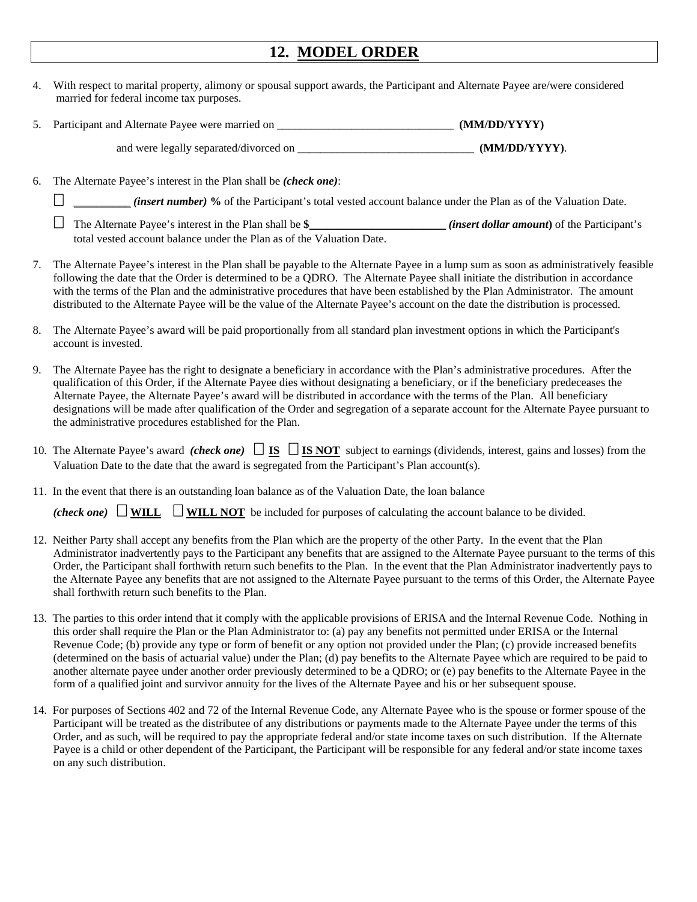# 12. MODEL ORDER

4. With respect to marital property, alimony or spousal support awards, the Participant and Alternate Payee are/were considered married for federal income tax purposes.

5. Participant and Alternate Payee were married on _______________________________ **(MM/DD/YYYY)**

   and were legally separated/divorced on _______________________________ **(MM/DD/YYYY)**.

6. The Alternate Payee's interest in the Plan shall be ***(check one)***:

   ☐ **__________** ***(insert number)* %** of the Participant's total vested account balance under the Plan as of the Valuation Date.

   ☐ The Alternate Payee's interest in the Plan shall be **$________________________** ***(insert dollar amount)*** of the Participant's total vested account balance under the Plan as of the Valuation Date.

7. The Alternate Payee's interest in the Plan shall be payable to the Alternate Payee in a lump sum as soon as administratively feasible following the date that the Order is determined to be a QDRO. The Alternate Payee shall initiate the distribution in accordance with the terms of the Plan and the administrative procedures that have been established by the Plan Administrator. The amount distributed to the Alternate Payee will be the value of the Alternate Payee's account on the date the distribution is processed.

8. The Alternate Payee's award will be paid proportionally from all standard plan investment options in which the Participant's account is invested.

9. The Alternate Payee has the right to designate a beneficiary in accordance with the Plan's administrative procedures. After the qualification of this Order, if the Alternate Payee dies without designating a beneficiary, or if the beneficiary predeceases the Alternate Payee, the Alternate Payee's award will be distributed in accordance with the terms of the Plan. All beneficiary designations will be made after qualification of the Order and segregation of a separate account for the Alternate Payee pursuant to the administrative procedures established for the Plan.

10. The Alternate Payee's award ***(check one)*** ☐ **IS** ☐ **IS NOT** subject to earnings (dividends, interest, gains and losses) from the Valuation Date to the date that the award is segregated from the Participant's Plan account(s).

11. In the event that there is an outstanding loan balance as of the Valuation Date, the loan balance

    ***(check one)*** ☐ **WILL** ☐ **WILL NOT** be included for purposes of calculating the account balance to be divided.

12. Neither Party shall accept any benefits from the Plan which are the property of the other Party. In the event that the Plan Administrator inadvertently pays to the Participant any benefits that are assigned to the Alternate Payee pursuant to the terms of this Order, the Participant shall forthwith return such benefits to the Plan. In the event that the Plan Administrator inadvertently pays to the Alternate Payee any benefits that are not assigned to the Alternate Payee pursuant to the terms of this Order, the Alternate Payee shall forthwith return such benefits to the Plan.

13. The parties to this order intend that it comply with the applicable provisions of ERISA and the Internal Revenue Code. Nothing in this order shall require the Plan or the Plan Administrator to: (a) pay any benefits not permitted under ERISA or the Internal Revenue Code; (b) provide any type or form of benefit or any option not provided under the Plan; (c) provide increased benefits (determined on the basis of actuarial value) under the Plan; (d) pay benefits to the Alternate Payee which are required to be paid to another alternate payee under another order previously determined to be a QDRO; or (e) pay benefits to the Alternate Payee in the form of a qualified joint and survivor annuity for the lives of the Alternate Payee and his or her subsequent spouse.

14. For purposes of Sections 402 and 72 of the Internal Revenue Code, any Alternate Payee who is the spouse or former spouse of the Participant will be treated as the distributee of any distributions or payments made to the Alternate Payee under the terms of this Order, and as such, will be required to pay the appropriate federal and/or state income taxes on such distribution. If the Alternate Payee is a child or other dependent of the Participant, the Participant will be responsible for any federal and/or state income taxes on any such distribution.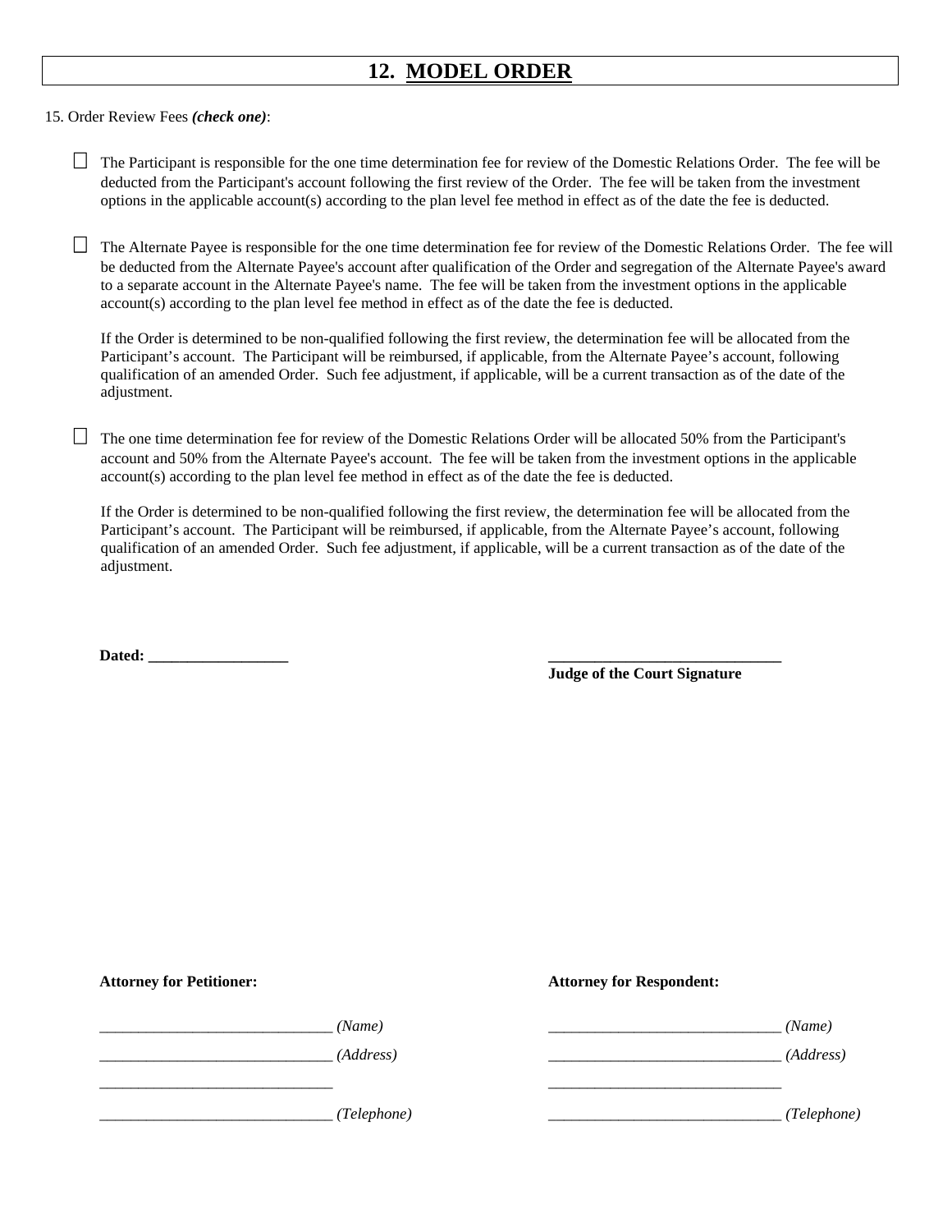# 12. MODEL ORDER

15. Order Review Fees ***(check one)***:

☐ The Participant is responsible for the one time determination fee for review of the Domestic Relations Order. The fee will be deducted from the Participant's account following the first review of the Order. The fee will be taken from the investment options in the applicable account(s) according to the plan level fee method in effect as of the date the fee is deducted.

☐ The Alternate Payee is responsible for the one time determination fee for review of the Domestic Relations Order. The fee will be deducted from the Alternate Payee's account after qualification of the Order and segregation of the Alternate Payee's award to a separate account in the Alternate Payee's name. The fee will be taken from the investment options in the applicable account(s) according to the plan level fee method in effect as of the date the fee is deducted.

If the Order is determined to be non-qualified following the first review, the determination fee will be allocated from the Participant's account. The Participant will be reimbursed, if applicable, from the Alternate Payee's account, following qualification of an amended Order. Such fee adjustment, if applicable, will be a current transaction as of the date of the adjustment.

☐ The one time determination fee for review of the Domestic Relations Order will be allocated 50% from the Participant's account and 50% from the Alternate Payee's account. The fee will be taken from the investment options in the applicable account(s) according to the plan level fee method in effect as of the date the fee is deducted.

If the Order is determined to be non-qualified following the first review, the determination fee will be allocated from the Participant's account. The Participant will be reimbursed, if applicable, from the Alternate Payee's account, following qualification of an amended Order. Such fee adjustment, if applicable, will be a current transaction as of the date of the adjustment.

**Dated: __________________**

______________________________
**Judge of the Court Signature**

**Attorney for Petitioner:**

______________________________ *(Name)*

______________________________ *(Address)*

______________________________

______________________________ *(Telephone)*

**Attorney for Respondent:**

______________________________ *(Name)*

______________________________ *(Address)*

______________________________

______________________________ *(Telephone)*